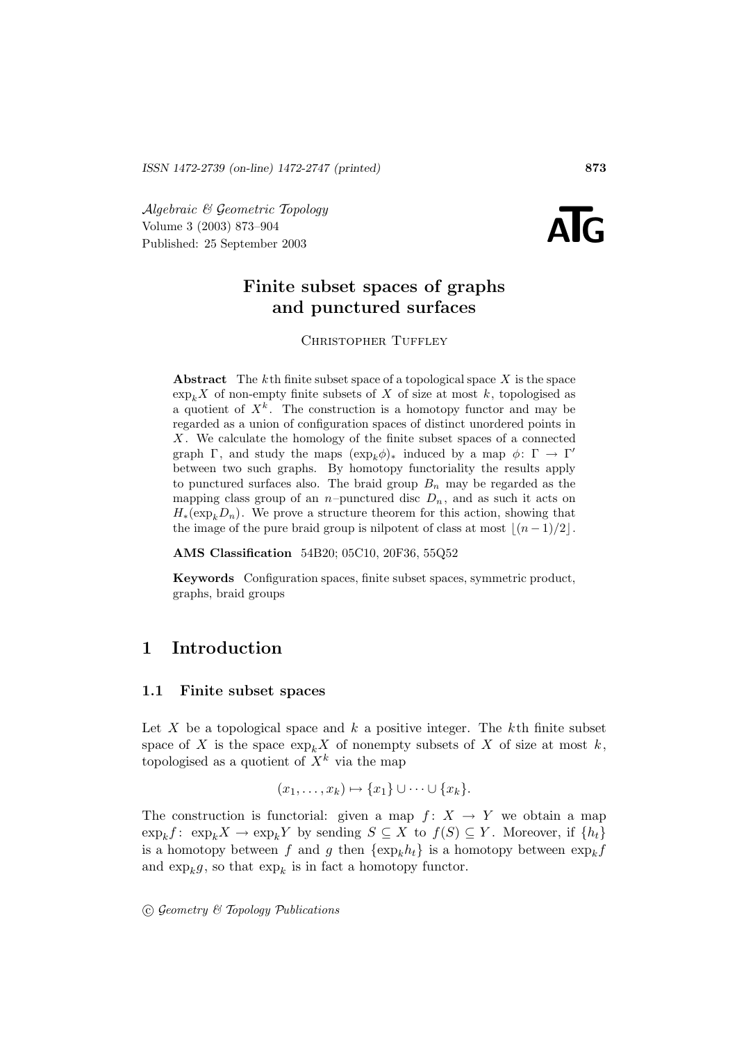# Finite subset spaces of graphs and punctured surfaces

Christopher Tuffley

**Abstract** The $k$th finite subset space of a topological space $X$ is the space $\exp_k X$ of non-empty finite subsets of $X$ of size at most $k$, topologised as a quotient of $X^k$. The construction is a homotopy functor and may be regarded as a union of configuration spaces of distinct unordered points in $X$. We calculate the homology of the finite subset spaces of a connected graph $\Gamma$, and study the maps $(\exp_k\phi)_*$ induced by a map $\phi\colon \Gamma \to \Gamma'$ between two such graphs. By homotopy functoriality the results apply to punctured surfaces also. The braid group $B_n$ may be regarded as the mapping class group of an $n$–punctured disc $D_n$, and as such it acts on $H_*(\exp_k D_n)$. We prove a structure theorem for this action, showing that the image of the pure braid group is nilpotent of class at most $\lfloor (n-1)/2 \rfloor$.

**AMS Classification** 54B20; 05C10, 20F36, 55Q52

**Keywords** Configuration spaces, finite subset spaces, symmetric product, graphs, braid groups

## 1 Introduction

### 1.1 Finite subset spaces

Let $X$ be a topological space and $k$ a positive integer. The $k$th finite subset space of $X$ is the space $\exp_k X$ of nonempty subsets of $X$ of size at most $k$, topologised as a quotient of $X^k$ via the map

$$(x_1, \ldots, x_k) \mapsto \{x_1\} \cup \cdots \cup \{x_k\}.$$

The construction is functorial: given a map $f\colon X \to Y$ we obtain a map $\exp_k f\colon \exp_k X \to \exp_k Y$ by sending $S \subseteq X$ to $f(S) \subseteq Y$. Moreover, if $\{h_t\}$ is a homotopy between $f$ and $g$ then $\{\exp_k h_t\}$ is a homotopy between $\exp_k f$ and $\exp_k g$, so that $\exp_k$ is in fact a homotopy functor.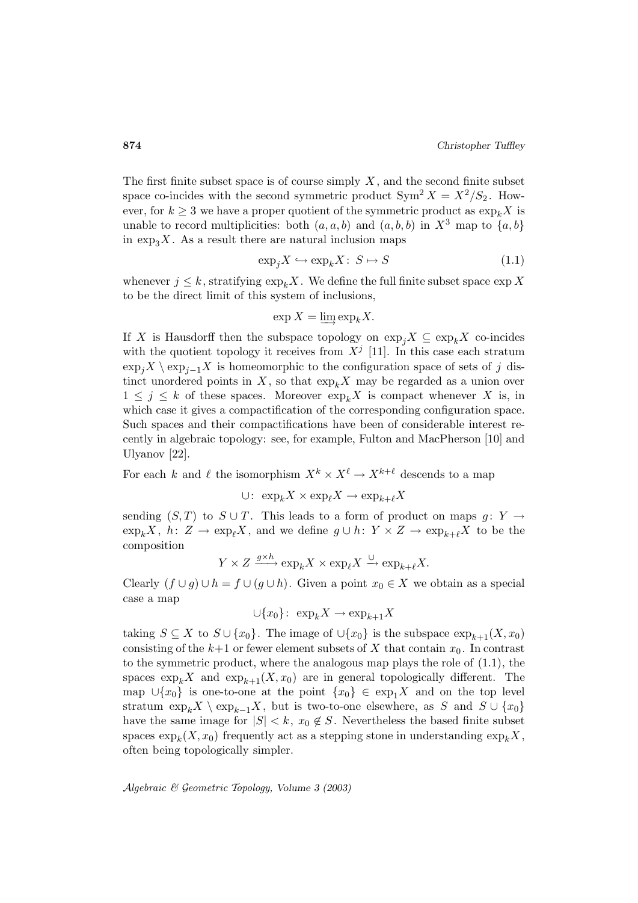The first finite subset space is of course simply $X$, and the second finite subset space co-incides with the second symmetric product $\mathrm{Sym}^2 X = X^2/S_2$. However, for $k \geq 3$ we have a proper quotient of the symmetric product as $\exp_k X$ is unable to record multiplicities: both $(a, a, b)$ and $(a, b, b)$ in $X^3$ map to $\{a, b\}$ in $\exp_3 X$. As a result there are natural inclusion maps

$$\exp_j X \hookrightarrow \exp_k X \colon\ S \mapsto S \tag{1.1}$$

whenever $j \leq k$, stratifying $\exp_k X$. We define the full finite subset space $\exp X$ to be the direct limit of this system of inclusions,

$$\exp X = \varinjlim \exp_k X.$$

If $X$ is Hausdorff then the subspace topology on $\exp_j X \subseteq \exp_k X$ co-incides with the quotient topology it receives from $X^j$ [11]. In this case each stratum $\exp_j X \setminus \exp_{j-1} X$ is homeomorphic to the configuration space of sets of $j$ distinct unordered points in $X$, so that $\exp_k X$ may be regarded as a union over $1 \leq j \leq k$ of these spaces. Moreover $\exp_k X$ is compact whenever $X$ is, in which case it gives a compactification of the corresponding configuration space. Such spaces and their compactifications have been of considerable interest recently in algebraic topology: see, for example, Fulton and MacPherson [10] and Ulyanov [22].

For each $k$ and $\ell$ the isomorphism $X^k \times X^\ell \to X^{k+\ell}$ descends to a map

$$\cup \colon\ \exp_k X \times \exp_\ell X \to \exp_{k+\ell} X$$

sending $(S, T)$ to $S \cup T$. This leads to a form of product on maps $g \colon Y \to \exp_k X$, $h \colon Z \to \exp_\ell X$, and we define $g \cup h \colon Y \times Z \to \exp_{k+\ell} X$ to be the composition

$$Y \times Z \xrightarrow{g \times h} \exp_k X \times \exp_\ell X \xrightarrow{\cup} \exp_{k+\ell} X.$$

Clearly $(f \cup g) \cup h = f \cup (g \cup h)$. Given a point $x_0 \in X$ we obtain as a special case a map

$$\cup\{x_0\} \colon\ \exp_k X \to \exp_{k+1} X$$

taking $S \subseteq X$ to $S \cup \{x_0\}$. The image of $\cup\{x_0\}$ is the subspace $\exp_{k+1}(X, x_0)$ consisting of the $k+1$ or fewer element subsets of $X$ that contain $x_0$. In contrast to the symmetric product, where the analogous map plays the role of (1.1), the spaces $\exp_k X$ and $\exp_{k+1}(X, x_0)$ are in general topologically different. The map $\cup\{x_0\}$ is one-to-one at the point $\{x_0\} \in \exp_1 X$ and on the top level stratum $\exp_k X \setminus \exp_{k-1} X$, but is two-to-one elsewhere, as $S$ and $S \cup \{x_0\}$ have the same image for $|S| < k$, $x_0 \notin S$. Nevertheless the based finite subset spaces $\exp_k(X, x_0)$ frequently act as a stepping stone in understanding $\exp_k X$, often being topologically simpler.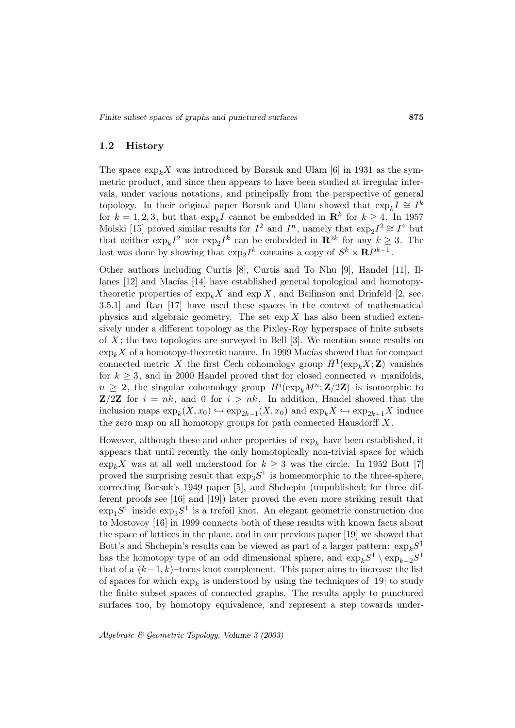### 1.2 History

The space $\exp_k X$ was introduced by Borsuk and Ulam [6] in 1931 as the symmetric product, and since then appears to have been studied at irregular intervals, under various notations, and principally from the perspective of general topology. In their original paper Borsuk and Ulam showed that $\exp_k I \cong I^k$ for $k = 1, 2, 3$, but that $\exp_k I$ cannot be embedded in $\mathbf{R}^k$ for $k \geq 4$. In 1957 Molski [15] proved similar results for $I^2$ and $I^n$, namely that $\exp_2 I^2 \cong I^4$ but that neither $\exp_k I^2$ nor $\exp_2 I^k$ can be embedded in $\mathbf{R}^{2k}$ for any $k \geq 3$. The last was done by showing that $\exp_2 I^k$ contains a copy of $S^k \times \mathbf{R}P^{k-1}$.

Other authors including Curtis [8], Curtis and To Nhu [9], Handel [11], Illanes [12] and Macías [14] have established general topological and homotopy-theoretic properties of $\exp_k X$ and $\exp X$, and Beilinson and Drinfeld [2, sec. 3.5.1] and Ran [17] have used these spaces in the context of mathematical physics and algebraic geometry. The set $\exp X$ has also been studied extensively under a different topology as the Pixley-Roy hyperspace of finite subsets of $X$; the two topologies are surveyed in Bell [3]. We mention some results on $\exp_k X$ of a homotopy-theoretic nature. In 1999 Macías showed that for compact connected metric $X$ the first Čech cohomology group $\check{H}^1(\exp_k X; \mathbf{Z})$ vanishes for $k \geq 3$, and in 2000 Handel proved that for closed connected $n$–manifolds, $n \geq 2$, the singular cohomology group $H^i(\exp_k M^n; \mathbf{Z}/2\mathbf{Z})$ is isomorphic to $\mathbf{Z}/2\mathbf{Z}$ for $i = nk$, and 0 for $i > nk$. In addition, Handel showed that the inclusion maps $\exp_k(X, x_0) \hookrightarrow \exp_{2k-1}(X, x_0)$ and $\exp_k X \hookrightarrow \exp_{2k+1} X$ induce the zero map on all homotopy groups for path connected Hausdorff $X$.

However, although these and other properties of $\exp_k$ have been established, it appears that until recently the only homotopically non-trivial space for which $\exp_k X$ was at all well understood for $k \geq 3$ was the circle. In 1952 Bott [7] proved the surprising result that $\exp_3 S^1$ is homeomorphic to the three-sphere, correcting Borsuk's 1949 paper [5], and Shchepin (unpublished; for three different proofs see [16] and [19]) later proved the even more striking result that $\exp_1 S^1$ inside $\exp_3 S^1$ is a trefoil knot. An elegant geometric construction due to Mostovoy [16] in 1999 connects both of these results with known facts about the space of lattices in the plane, and in our previous paper [19] we showed that Bott's and Shchepin's results can be viewed as part of a larger pattern: $\exp_k S^1$ has the homotopy type of an odd dimensional sphere, and $\exp_k S^1 \setminus \exp_{k-2} S^1$ that of a $(k-1, k)$–torus knot complement. This paper aims to increase the list of spaces for which $\exp_k$ is understood by using the techniques of [19] to study the finite subset spaces of connected graphs. The results apply to punctured surfaces too, by homotopy equivalence, and represent a step towards under-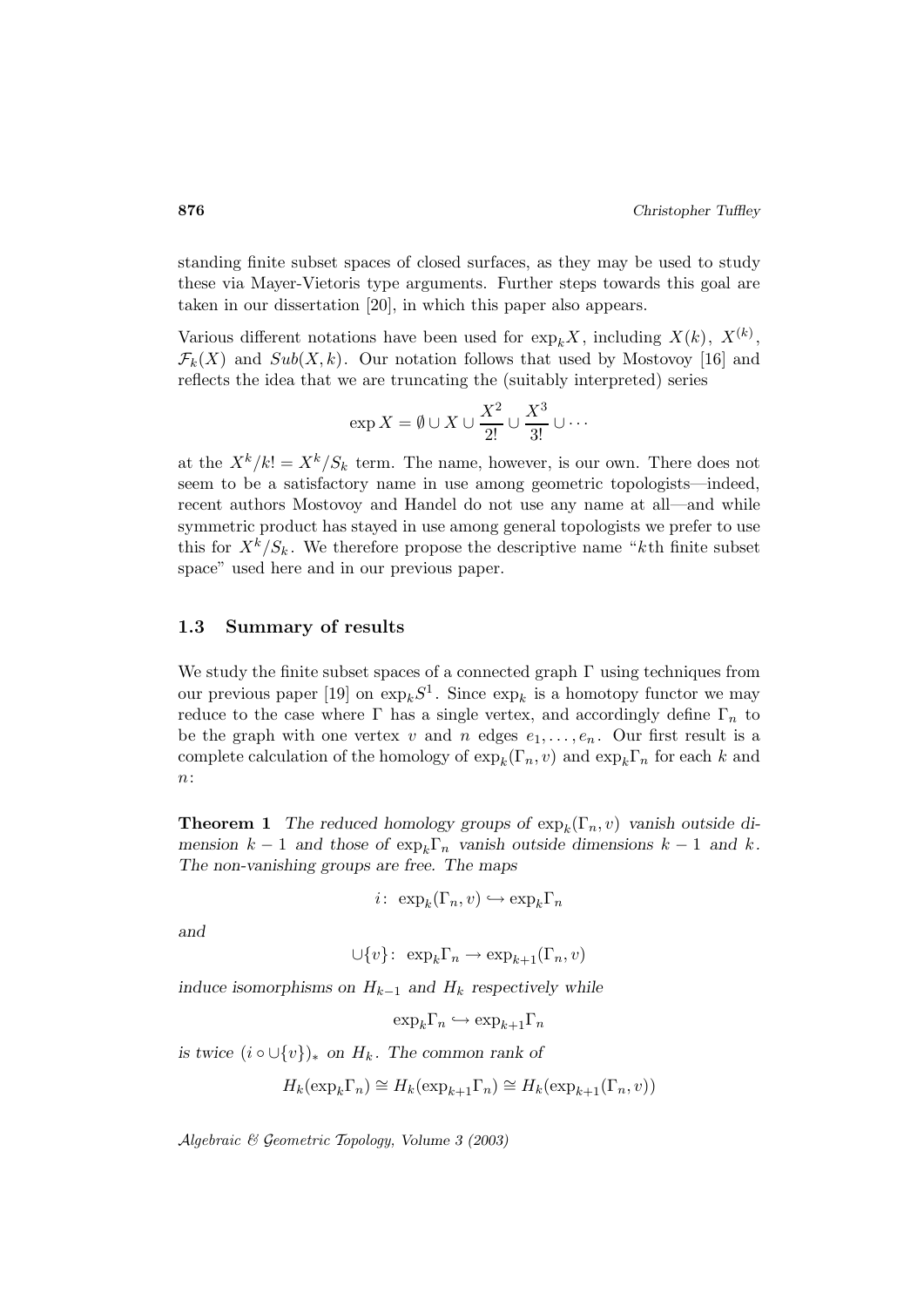standing finite subset spaces of closed surfaces, as they may be used to study these via Mayer-Vietoris type arguments. Further steps towards this goal are taken in our dissertation [20], in which this paper also appears.

Various different notations have been used for $\exp_k X$, including $X(k)$, $X^{(k)}$, $\mathcal{F}_k(X)$ and $Sub(X,k)$. Our notation follows that used by Mostovoy [16] and reflects the idea that we are truncating the (suitably interpreted) series

$$\exp X = \emptyset \cup X \cup \frac{X^2}{2!} \cup \frac{X^3}{3!} \cup \cdots$$

at the $X^k/k! = X^k/S_k$ term. The name, however, is our own. There does not seem to be a satisfactory name in use among geometric topologists—indeed, recent authors Mostovoy and Handel do not use any name at all—and while symmetric product has stayed in use among general topologists we prefer to use this for $X^k/S_k$. We therefore propose the descriptive name "$k$th finite subset space" used here and in our previous paper.

### 1.3 Summary of results

We study the finite subset spaces of a connected graph $\Gamma$ using techniques from our previous paper [19] on $\exp_k S^1$. Since $\exp_k$ is a homotopy functor we may reduce to the case where $\Gamma$ has a single vertex, and accordingly define $\Gamma_n$ to be the graph with one vertex $v$ and $n$ edges $e_1, \ldots, e_n$. Our first result is a complete calculation of the homology of $\exp_k(\Gamma_n, v)$ and $\exp_k \Gamma_n$ for each $k$ and $n$:

**Theorem 1** *The reduced homology groups of $\exp_k(\Gamma_n, v)$ vanish outside dimension $k-1$ and those of $\exp_k \Gamma_n$ vanish outside dimensions $k-1$ and $k$. The non-vanishing groups are free. The maps*

$$i\colon\ \exp_k(\Gamma_n, v) \hookrightarrow \exp_k \Gamma_n$$

*and*

$$\cup\{v\}\colon\ \exp_k \Gamma_n \to \exp_{k+1}(\Gamma_n, v)$$

*induce isomorphisms on $H_{k-1}$ and $H_k$ respectively while*

$$\exp_k \Gamma_n \hookrightarrow \exp_{k+1} \Gamma_n$$

*is twice $(i \circ \cup\{v\})_*$ on $H_k$. The common rank of*

$$H_k(\exp_k \Gamma_n) \cong H_k(\exp_{k+1} \Gamma_n) \cong H_k(\exp_{k+1}(\Gamma_n, v))$$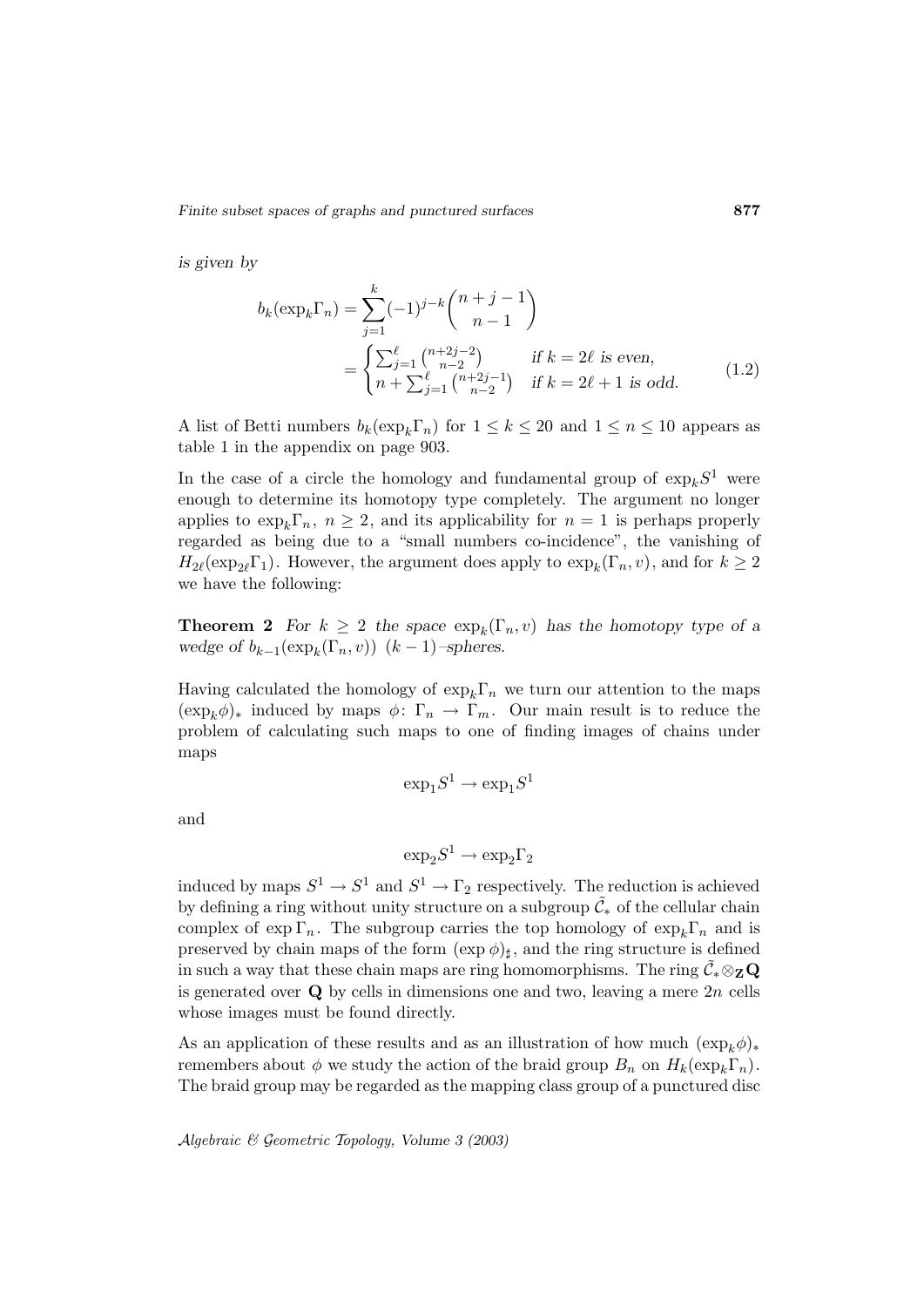*is given by*

$$b_k(\exp_k\Gamma_n) = \sum_{j=1}^{k}(-1)^{j-k}\binom{n+j-1}{n-1}$$
$$= \begin{cases} \sum_{j=1}^{\ell}\binom{n+2j-2}{n-2} & \text{if } k=2\ell \text{ is even,} \\ n+\sum_{j=1}^{\ell}\binom{n+2j-1}{n-2} & \text{if } k=2\ell+1 \text{ is odd.} \end{cases} \tag{1.2}$$

A list of Betti numbers $b_k(\exp_k\Gamma_n)$ for $1 \le k \le 20$ and $1 \le n \le 10$ appears as table 1 in the appendix on page 903.

In the case of a circle the homology and fundamental group of $\exp_k S^1$ were enough to determine its homotopy type completely. The argument no longer applies to $\exp_k\Gamma_n$, $n \ge 2$, and its applicability for $n=1$ is perhaps properly regarded as being due to a "small numbers co-incidence", the vanishing of $H_{2\ell}(\exp_{2\ell}\Gamma_1)$. However, the argument does apply to $\exp_k(\Gamma_n, v)$, and for $k \ge 2$ we have the following:

**Theorem 2** *For $k \ge 2$ the space $\exp_k(\Gamma_n, v)$ has the homotopy type of a wedge of $b_{k-1}(\exp_k(\Gamma_n, v))$ $(k-1)$–spheres.*

Having calculated the homology of $\exp_k\Gamma_n$ we turn our attention to the maps $(\exp_k\phi)_*$ induced by maps $\phi\colon \Gamma_n \to \Gamma_m$. Our main result is to reduce the problem of calculating such maps to one of finding images of chains under maps

$$\exp_1 S^1 \to \exp_1 S^1$$

and

$$\exp_2 S^1 \to \exp_2 \Gamma_2$$

induced by maps $S^1 \to S^1$ and $S^1 \to \Gamma_2$ respectively. The reduction is achieved by defining a ring without unity structure on a subgroup $\tilde{\mathcal{C}}_*$ of the cellular chain complex of $\exp\Gamma_n$. The subgroup carries the top homology of $\exp_k\Gamma_n$ and is preserved by chain maps of the form $(\exp\phi)_\sharp$, and the ring structure is defined in such a way that these chain maps are ring homomorphisms. The ring $\tilde{\mathcal{C}}_* \otimes_{\mathbf{Z}} \mathbf{Q}$ is generated over $\mathbf{Q}$ by cells in dimensions one and two, leaving a mere $2n$ cells whose images must be found directly.

As an application of these results and as an illustration of how much $(\exp_k\phi)_*$ remembers about $\phi$ we study the action of the braid group $B_n$ on $H_k(\exp_k\Gamma_n)$. The braid group may be regarded as the mapping class group of a punctured disc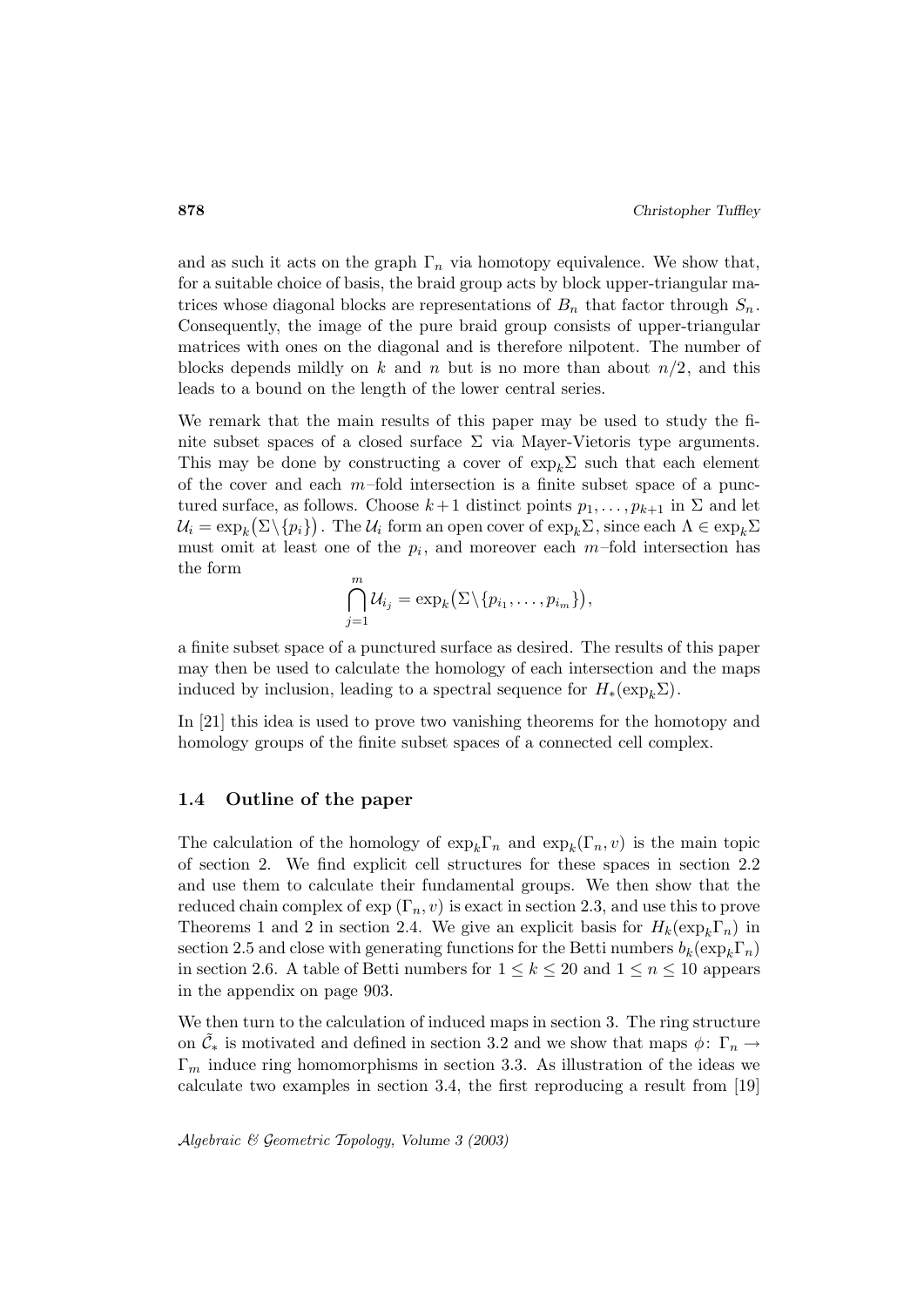and as such it acts on the graph $\Gamma_n$ via homotopy equivalence. We show that, for a suitable choice of basis, the braid group acts by block upper-triangular matrices whose diagonal blocks are representations of $B_n$ that factor through $S_n$. Consequently, the image of the pure braid group consists of upper-triangular matrices with ones on the diagonal and is therefore nilpotent. The number of blocks depends mildly on $k$ and $n$ but is no more than about $n/2$, and this leads to a bound on the length of the lower central series.

We remark that the main results of this paper may be used to study the finite subset spaces of a closed surface $\Sigma$ via Mayer-Vietoris type arguments. This may be done by constructing a cover of $\exp_k\Sigma$ such that each element of the cover and each $m$–fold intersection is a finite subset space of a punctured surface, as follows. Choose $k+1$ distinct points $p_1, \ldots, p_{k+1}$ in $\Sigma$ and let $\mathcal{U}_i = \exp_k\big(\Sigma \backslash \{p_i\}\big)$. The $\mathcal{U}_i$ form an open cover of $\exp_k\Sigma$, since each $\Lambda \in \exp_k\Sigma$ must omit at least one of the $p_i$, and moreover each $m$–fold intersection has the form

$$\bigcap_{j=1}^{m} \mathcal{U}_{i_j} = \exp_k\big(\Sigma \backslash \{p_{i_1}, \ldots, p_{i_m}\}\big),$$

a finite subset space of a punctured surface as desired. The results of this paper may then be used to calculate the homology of each intersection and the maps induced by inclusion, leading to a spectral sequence for $H_*(\exp_k\Sigma)$.

In [21] this idea is used to prove two vanishing theorems for the homotopy and homology groups of the finite subset spaces of a connected cell complex.

### 1.4 Outline of the paper

The calculation of the homology of $\exp_k\Gamma_n$ and $\exp_k(\Gamma_n, v)$ is the main topic of section 2. We find explicit cell structures for these spaces in section 2.2 and use them to calculate their fundamental groups. We then show that the reduced chain complex of $\exp\,(\Gamma_n, v)$ is exact in section 2.3, and use this to prove Theorems 1 and 2 in section 2.4. We give an explicit basis for $H_k(\exp_k\Gamma_n)$ in section 2.5 and close with generating functions for the Betti numbers $b_k(\exp_k\Gamma_n)$ in section 2.6. A table of Betti numbers for $1 \leq k \leq 20$ and $1 \leq n \leq 10$ appears in the appendix on page 903.

We then turn to the calculation of induced maps in section 3. The ring structure on $\tilde{\mathcal{C}}_*$ is motivated and defined in section 3.2 and we show that maps $\phi\colon \Gamma_n \to \Gamma_m$ induce ring homomorphisms in section 3.3. As illustration of the ideas we calculate two examples in section 3.4, the first reproducing a result from [19]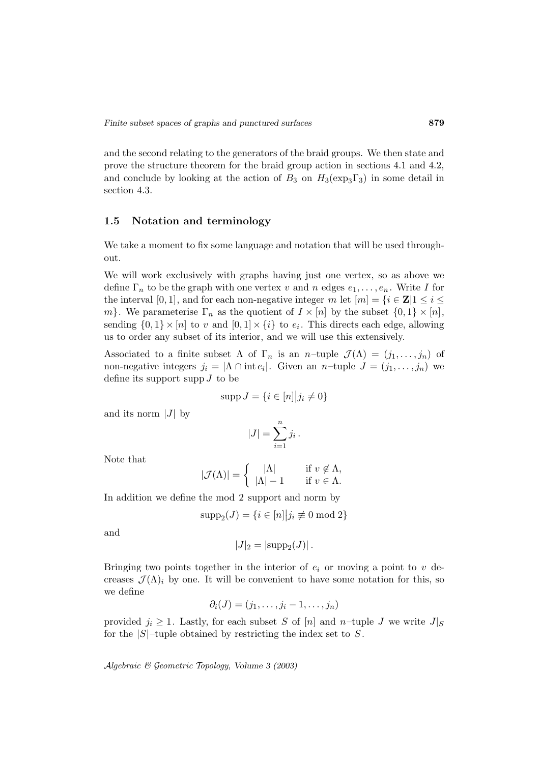and the second relating to the generators of the braid groups. We then state and prove the structure theorem for the braid group action in sections 4.1 and 4.2, and conclude by looking at the action of $B_3$ on $H_3(\exp_3\Gamma_3)$ in some detail in section 4.3.

### 1.5 Notation and terminology

We take a moment to fix some language and notation that will be used throughout.

We will work exclusively with graphs having just one vertex, so as above we define $\Gamma_n$ to be the graph with one vertex $v$ and $n$ edges $e_1, \ldots, e_n$. Write $I$ for the interval $[0,1]$, and for each non-negative integer $m$ let $[m] = \{i \in \mathbf{Z} | 1 \leq i \leq m\}$. We parameterise $\Gamma_n$ as the quotient of $I \times [n]$ by the subset $\{0,1\} \times [n]$, sending $\{0,1\} \times [n]$ to $v$ and $[0,1] \times \{i\}$ to $e_i$. This directs each edge, allowing us to order any subset of its interior, and we will use this extensively.

Associated to a finite subset $\Lambda$ of $\Gamma_n$ is an $n$–tuple $\mathcal{J}(\Lambda) = (j_1, \ldots, j_n)$ of non-negative integers $j_i = |\Lambda \cap \operatorname{int} e_i|$. Given an $n$–tuple $J = (j_1, \ldots, j_n)$ we define its support $\operatorname{supp} J$ to be

$$\operatorname{supp} J = \{i \in [n] \big| j_i \neq 0\}$$

and its norm $|J|$ by

$$|J| = \sum_{i=1}^{n} j_i \, .$$

Note that

$$|\mathcal{J}(\Lambda)| = \begin{cases} |\Lambda| & \text{if } v \notin \Lambda, \\ |\Lambda| - 1 & \text{if } v \in \Lambda. \end{cases}$$

In addition we define the mod 2 support and norm by

$$\operatorname{supp}_2(J) = \{i \in [n] \big| j_i \not\equiv 0 \bmod 2\}$$

and

$$|J|_2 = |\operatorname{supp}_2(J)| \, .$$

Bringing two points together in the interior of $e_i$ or moving a point to $v$ decreases $\mathcal{J}(\Lambda)_i$ by one. It will be convenient to have some notation for this, so we define

$$\partial_i(J) = (j_1, \ldots, j_i - 1, \ldots, j_n)$$

provided $j_i \geq 1$. Lastly, for each subset $S$ of $[n]$ and $n$–tuple $J$ we write $J|_S$ for the $|S|$–tuple obtained by restricting the index set to $S$.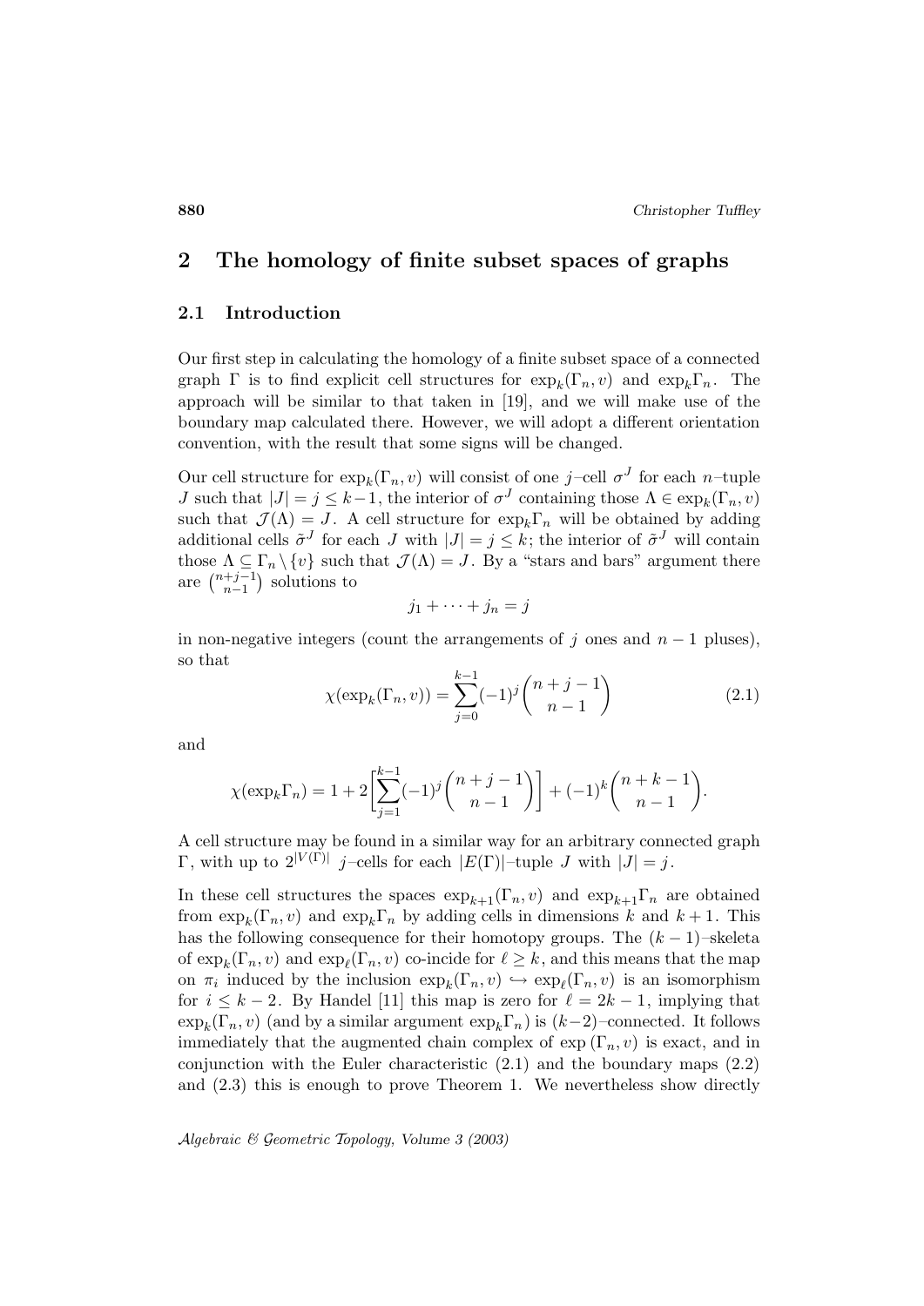## 2 The homology of finite subset spaces of graphs

### 2.1 Introduction

Our first step in calculating the homology of a finite subset space of a connected graph $\Gamma$ is to find explicit cell structures for $\exp_k(\Gamma_n, v)$ and $\exp_k\Gamma_n$. The approach will be similar to that taken in [19], and we will make use of the boundary map calculated there. However, we will adopt a different orientation convention, with the result that some signs will be changed.

Our cell structure for $\exp_k(\Gamma_n, v)$ will consist of one $j$–cell $\sigma^J$ for each $n$–tuple $J$ such that $|J| = j \leq k-1$, the interior of $\sigma^J$ containing those $\Lambda \in \exp_k(\Gamma_n, v)$ such that $\mathcal{J}(\Lambda) = J$. A cell structure for $\exp_k\Gamma_n$ will be obtained by adding additional cells $\tilde{\sigma}^J$ for each $J$ with $|J| = j \leq k$; the interior of $\tilde{\sigma}^J$ will contain those $\Lambda \subseteq \Gamma_n \setminus \{v\}$ such that $\mathcal{J}(\Lambda) = J$. By a "stars and bars" argument there are $\binom{n+j-1}{n-1}$ solutions to

$$j_1 + \cdots + j_n = j$$

in non-negative integers (count the arrangements of $j$ ones and $n-1$ pluses), so that

$$\chi(\exp_k(\Gamma_n, v)) = \sum_{j=0}^{k-1} (-1)^j \binom{n+j-1}{n-1} \tag{2.1}$$

and

$$\chi(\exp_k\Gamma_n) = 1 + 2\left[\sum_{j=1}^{k-1} (-1)^j \binom{n+j-1}{n-1}\right] + (-1)^k \binom{n+k-1}{n-1}.$$

A cell structure may be found in a similar way for an arbitrary connected graph $\Gamma$, with up to $2^{|V(\Gamma)|}$ $j$–cells for each $|E(\Gamma)|$–tuple $J$ with $|J| = j$.

In these cell structures the spaces $\exp_{k+1}(\Gamma_n, v)$ and $\exp_{k+1}\Gamma_n$ are obtained from $\exp_k(\Gamma_n, v)$ and $\exp_k\Gamma_n$ by adding cells in dimensions $k$ and $k+1$. This has the following consequence for their homotopy groups. The $(k-1)$–skeleta of $\exp_k(\Gamma_n, v)$ and $\exp_\ell(\Gamma_n, v)$ co-incide for $\ell \geq k$, and this means that the map on $\pi_i$ induced by the inclusion $\exp_k(\Gamma_n, v) \hookrightarrow \exp_\ell(\Gamma_n, v)$ is an isomorphism for $i \leq k-2$. By Handel [11] this map is zero for $\ell = 2k-1$, implying that $\exp_k(\Gamma_n, v)$ (and by a similar argument $\exp_k\Gamma_n$) is $(k-2)$–connected. It follows immediately that the augmented chain complex of $\exp(\Gamma_n, v)$ is exact, and in conjunction with the Euler characteristic (2.1) and the boundary maps (2.2) and (2.3) this is enough to prove Theorem 1. We nevertheless show directly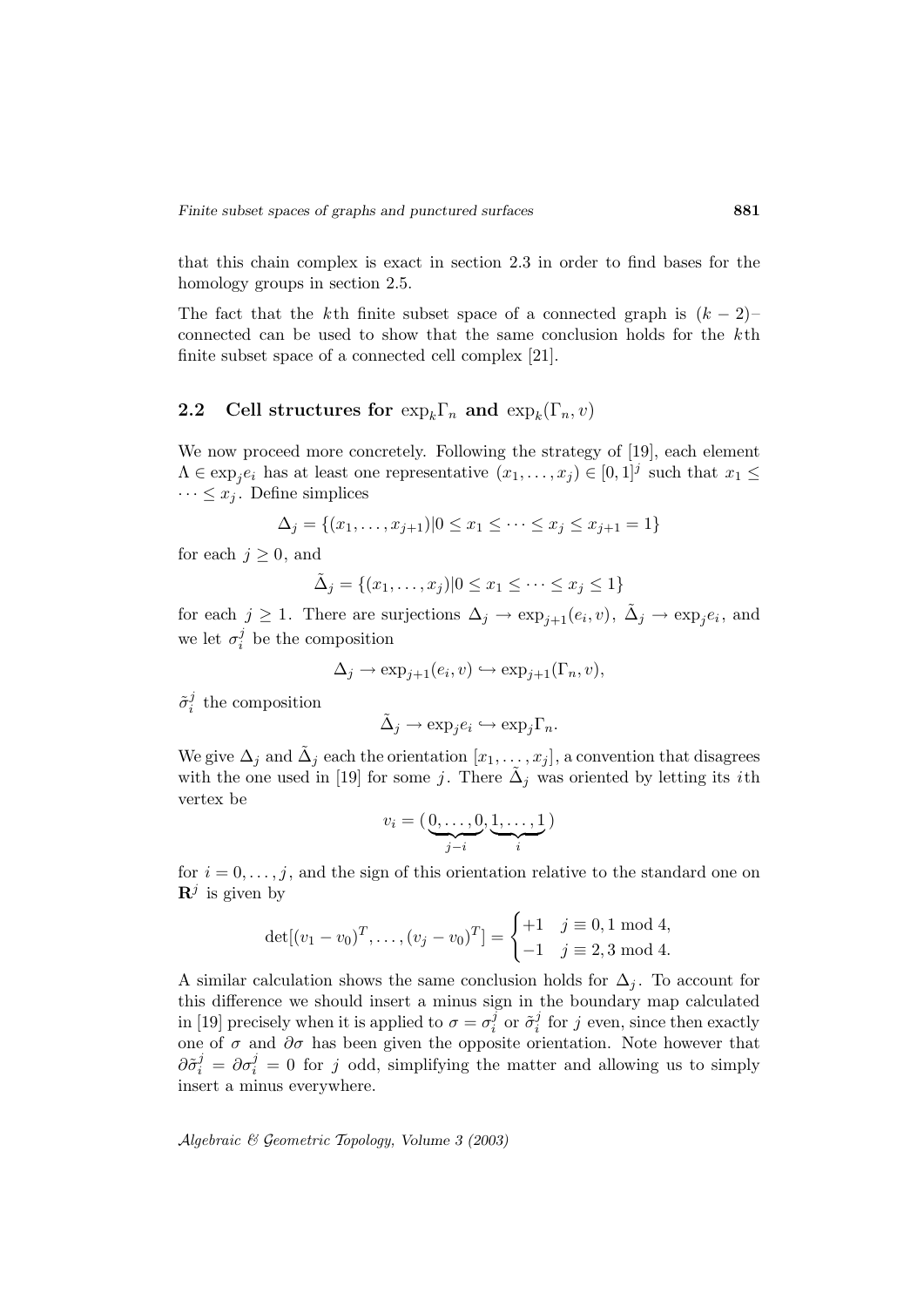that this chain complex is exact in section 2.3 in order to find bases for the homology groups in section 2.5.

The fact that the $k$th finite subset space of a connected graph is $(k-2)$–connected can be used to show that the same conclusion holds for the $k$th finite subset space of a connected cell complex [21].

## 2.2 Cell structures for $\exp_k\Gamma_n$ and $\exp_k(\Gamma_n, v)$

We now proceed more concretely. Following the strategy of [19], each element $\Lambda \in \exp_j e_i$ has at least one representative $(x_1, \ldots, x_j) \in [0,1]^j$ such that $x_1 \leq \cdots \leq x_j$. Define simplices

$$\Delta_j = \{(x_1, \ldots, x_{j+1}) | 0 \leq x_1 \leq \cdots \leq x_j \leq x_{j+1} = 1\}$$

for each $j \geq 0$, and

$$\tilde{\Delta}_j = \{(x_1, \ldots, x_j) | 0 \leq x_1 \leq \cdots \leq x_j \leq 1\}$$

for each $j \geq 1$. There are surjections $\Delta_j \to \exp_{j+1}(e_i, v)$, $\tilde{\Delta}_j \to \exp_j e_i$, and we let $\sigma_i^j$ be the composition

$$\Delta_j \to \exp_{j+1}(e_i, v) \hookrightarrow \exp_{j+1}(\Gamma_n, v),$$

$\tilde{\sigma}_i^j$ the composition

$$\tilde{\Delta}_j \to \exp_j e_i \hookrightarrow \exp_j \Gamma_n.$$

We give $\Delta_j$ and $\tilde{\Delta}_j$ each the orientation $[x_1, \ldots, x_j]$, a convention that disagrees with the one used in [19] for some $j$. There $\tilde{\Delta}_j$ was oriented by letting its $i$th vertex be

$$v_i = (\underbrace{0, \ldots, 0}_{j-i}, \underbrace{1, \ldots, 1}_{i})$$

for $i = 0, \ldots, j$, and the sign of this orientation relative to the standard one on $\mathbf{R}^j$ is given by

$$\det[(v_1 - v_0)^T, \ldots, (v_j - v_0)^T] = \begin{cases} +1 & j \equiv 0, 1 \bmod 4, \\ -1 & j \equiv 2, 3 \bmod 4. \end{cases}$$

A similar calculation shows the same conclusion holds for $\Delta_j$. To account for this difference we should insert a minus sign in the boundary map calculated in [19] precisely when it is applied to $\sigma = \sigma_i^j$ or $\tilde{\sigma}_i^j$ for $j$ even, since then exactly one of $\sigma$ and $\partial\sigma$ has been given the opposite orientation. Note however that $\partial\tilde{\sigma}_i^j = \partial\sigma_i^j = 0$ for $j$ odd, simplifying the matter and allowing us to simply insert a minus everywhere.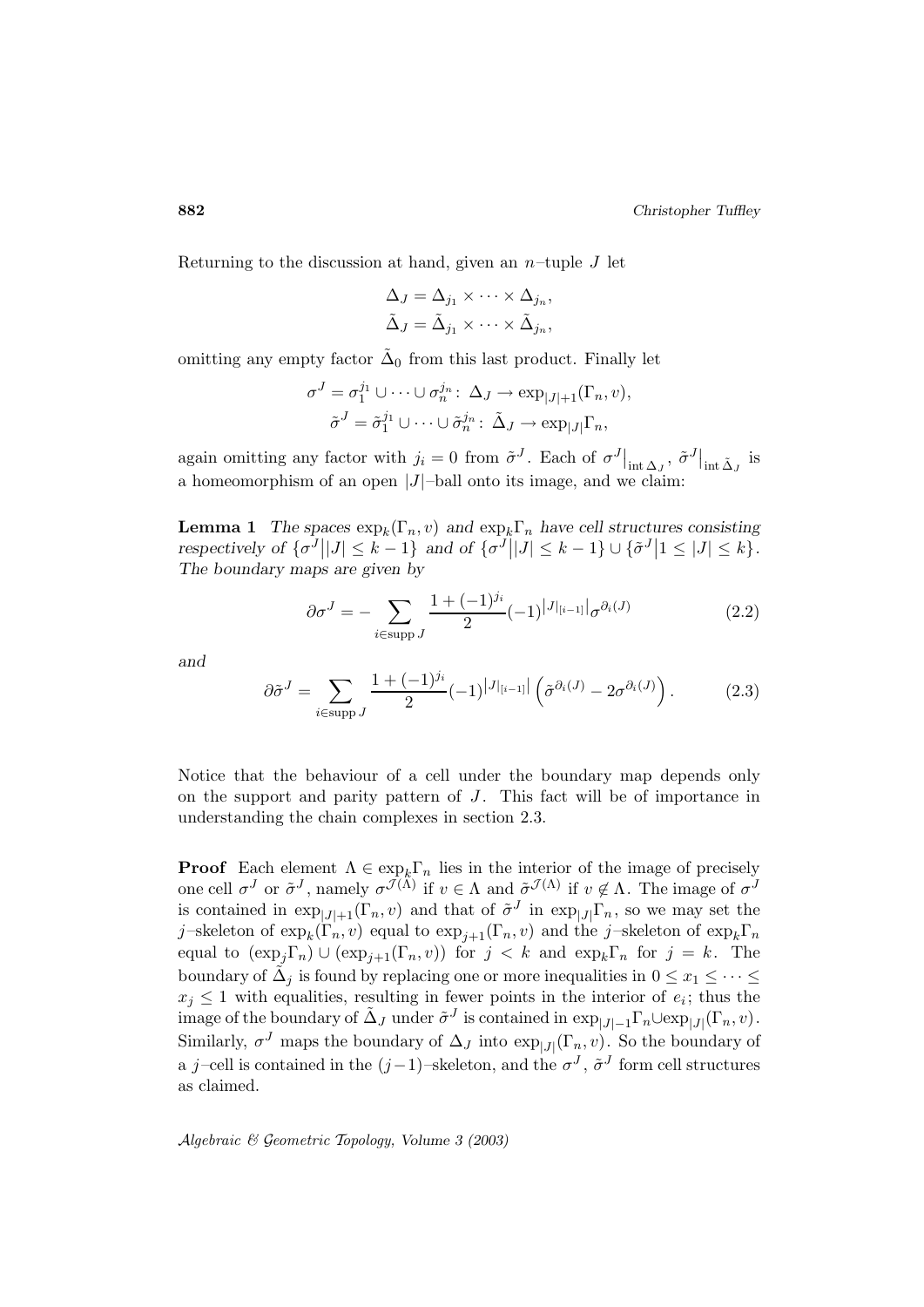Returning to the discussion at hand, given an $n$–tuple $J$ let

$$\Delta_J = \Delta_{j_1} \times \cdots \times \Delta_{j_n},$$
$$\tilde{\Delta}_J = \tilde{\Delta}_{j_1} \times \cdots \times \tilde{\Delta}_{j_n},$$

omitting any empty factor $\tilde{\Delta}_0$ from this last product. Finally let

$$\sigma^J = \sigma_1^{j_1} \cup \cdots \cup \sigma_n^{j_n} \colon \Delta_J \to \exp_{|J|+1}(\Gamma_n, v),$$
$$\tilde{\sigma}^J = \tilde{\sigma}_1^{j_1} \cup \cdots \cup \tilde{\sigma}_n^{j_n} \colon \tilde{\Delta}_J \to \exp_{|J|}\Gamma_n,$$

again omitting any factor with $j_i = 0$ from $\tilde{\sigma}^J$. Each of $\sigma^J\big|_{\operatorname{int}\Delta_J}$, $\tilde{\sigma}^J\big|_{\operatorname{int}\tilde{\Delta}_J}$ is a homeomorphism of an open $|J|$–ball onto its image, and we claim:

**Lemma 1** *The spaces $\exp_k(\Gamma_n, v)$ and $\exp_k\Gamma_n$ have cell structures consisting respectively of $\{\sigma^J \big| |J| \leq k-1\}$ and of $\{\sigma^J \big| |J| \leq k-1\} \cup \{\tilde{\sigma}^J \big| 1 \leq |J| \leq k\}$. The boundary maps are given by*

$$\partial \sigma^J = -\sum_{i \in \operatorname{supp} J} \frac{1+(-1)^{j_i}}{2} (-1)^{\left|J|_{[i-1]}\right|} \sigma^{\partial_i(J)} \tag{2.2}$$

*and*

$$\partial \tilde{\sigma}^J = \sum_{i \in \operatorname{supp} J} \frac{1+(-1)^{j_i}}{2} (-1)^{\left|J|_{[i-1]}\right|} \left( \tilde{\sigma}^{\partial_i(J)} - 2\sigma^{\partial_i(J)} \right). \tag{2.3}$$

Notice that the behaviour of a cell under the boundary map depends only on the support and parity pattern of $J$. This fact will be of importance in understanding the chain complexes in section 2.3.

**Proof** Each element $\Lambda \in \exp_k\Gamma_n$ lies in the interior of the image of precisely one cell $\sigma^J$ or $\tilde{\sigma}^J$, namely $\sigma^{\mathcal{J}(\Lambda)}$ if $v \in \Lambda$ and $\tilde{\sigma}^{\mathcal{J}(\Lambda)}$ if $v \notin \Lambda$. The image of $\sigma^J$ is contained in $\exp_{|J|+1}(\Gamma_n, v)$ and that of $\tilde{\sigma}^J$ in $\exp_{|J|}\Gamma_n$, so we may set the $j$–skeleton of $\exp_k(\Gamma_n, v)$ equal to $\exp_{j+1}(\Gamma_n, v)$ and the $j$–skeleton of $\exp_k\Gamma_n$ equal to $(\exp_j\Gamma_n) \cup (\exp_{j+1}(\Gamma_n, v))$ for $j < k$ and $\exp_k\Gamma_n$ for $j = k$. The boundary of $\tilde{\Delta}_j$ is found by replacing one or more inequalities in $0 \leq x_1 \leq \cdots \leq x_j \leq 1$ with equalities, resulting in fewer points in the interior of $e_i$; thus the image of the boundary of $\tilde{\Delta}_J$ under $\tilde{\sigma}^J$ is contained in $\exp_{|J|-1}\Gamma_n \cup \exp_{|J|}(\Gamma_n, v)$. Similarly, $\sigma^J$ maps the boundary of $\Delta_J$ into $\exp_{|J|}(\Gamma_n, v)$. So the boundary of a $j$–cell is contained in the $(j-1)$–skeleton, and the $\sigma^J$, $\tilde{\sigma}^J$ form cell structures as claimed.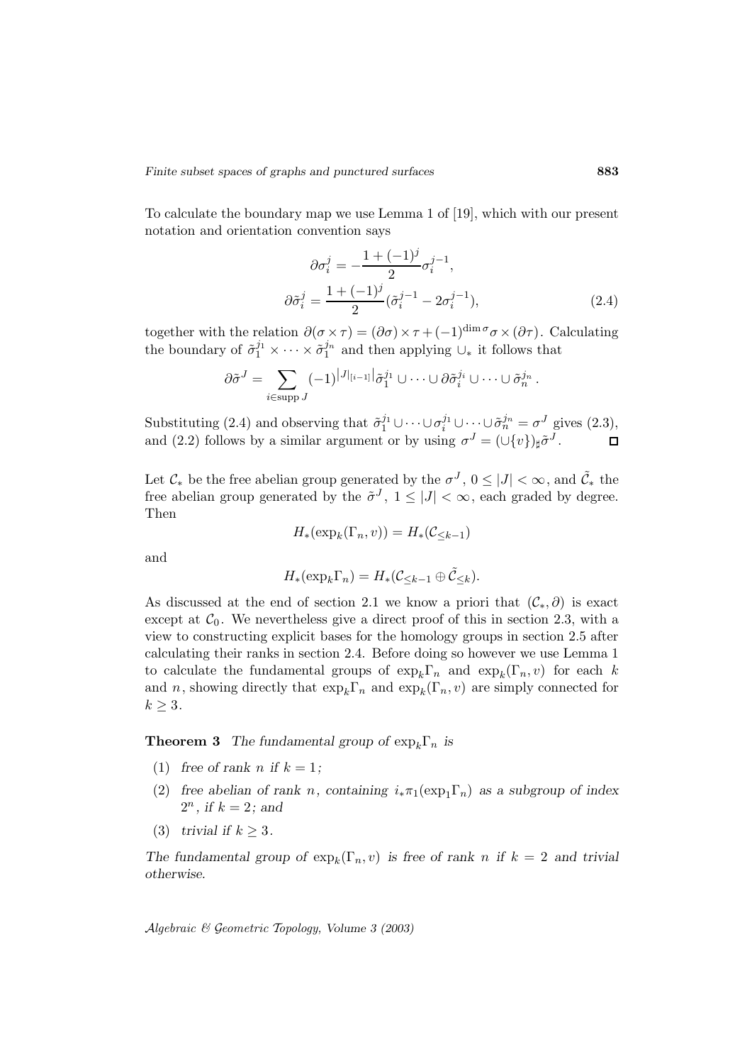To calculate the boundary map we use Lemma 1 of [19], which with our present notation and orientation convention says

$$\partial\sigma_i^j = -\frac{1+(-1)^j}{2}\sigma_i^{j-1},$$
$$\partial\tilde{\sigma}_i^j = \frac{1+(-1)^j}{2}(\tilde{\sigma}_i^{j-1} - 2\sigma_i^{j-1}), \tag{2.4}$$

together with the relation $\partial(\sigma\times\tau) = (\partial\sigma)\times\tau + (-1)^{\dim\sigma}\sigma\times(\partial\tau)$. Calculating the boundary of $\tilde{\sigma}_1^{j_1}\times\cdots\times\tilde{\sigma}_1^{j_n}$ and then applying $\cup_*$ it follows that

$$\partial\tilde{\sigma}^J = \sum_{i\in\operatorname{supp} J}(-1)^{\left|J|_{[i-1]}\right|}\tilde{\sigma}_1^{j_1}\cup\cdots\cup\partial\tilde{\sigma}_i^{j_i}\cup\cdots\cup\tilde{\sigma}_n^{j_n}.$$

Substituting (2.4) and observing that $\tilde{\sigma}_1^{j_1}\cup\cdots\cup\sigma_i^{j_1}\cup\cdots\cup\tilde{\sigma}_n^{j_n} = \sigma^J$ gives (2.3), and (2.2) follows by a similar argument or by using $\sigma^J = (\cup\{v\})_\sharp\tilde{\sigma}^J$. □

Let $\mathcal{C}_*$ be the free abelian group generated by the $\sigma^J$, $0\leq|J|<\infty$, and $\tilde{\mathcal{C}}_*$ the free abelian group generated by the $\tilde{\sigma}^J$, $1\leq|J|<\infty$, each graded by degree. Then

$$H_*(\exp_k(\Gamma_n,v)) = H_*(\mathcal{C}_{\leq k-1})$$

and

$$H_*(\exp_k\Gamma_n) = H_*(\mathcal{C}_{\leq k-1}\oplus\tilde{\mathcal{C}}_{\leq k}).$$

As discussed at the end of section 2.1 we know a priori that $(\mathcal{C}_*,\partial)$ is exact except at $\mathcal{C}_0$. We nevertheless give a direct proof of this in section 2.3, with a view to constructing explicit bases for the homology groups in section 2.5 after calculating their ranks in section 2.4. Before doing so however we use Lemma 1 to calculate the fundamental groups of $\exp_k\Gamma_n$ and $\exp_k(\Gamma_n,v)$ for each $k$ and $n$, showing directly that $\exp_k\Gamma_n$ and $\exp_k(\Gamma_n,v)$ are simply connected for $k\geq 3$.

**Theorem 3** *The fundamental group of $\exp_k\Gamma_n$ is*

1. *free of rank $n$ if $k=1$;*
2. *free abelian of rank $n$, containing $i_*\pi_1(\exp_1\Gamma_n)$ as a subgroup of index $2^n$, if $k=2$; and*
3. *trivial if $k\geq 3$.*

*The fundamental group of $\exp_k(\Gamma_n,v)$ is free of rank $n$ if $k=2$ and trivial otherwise.*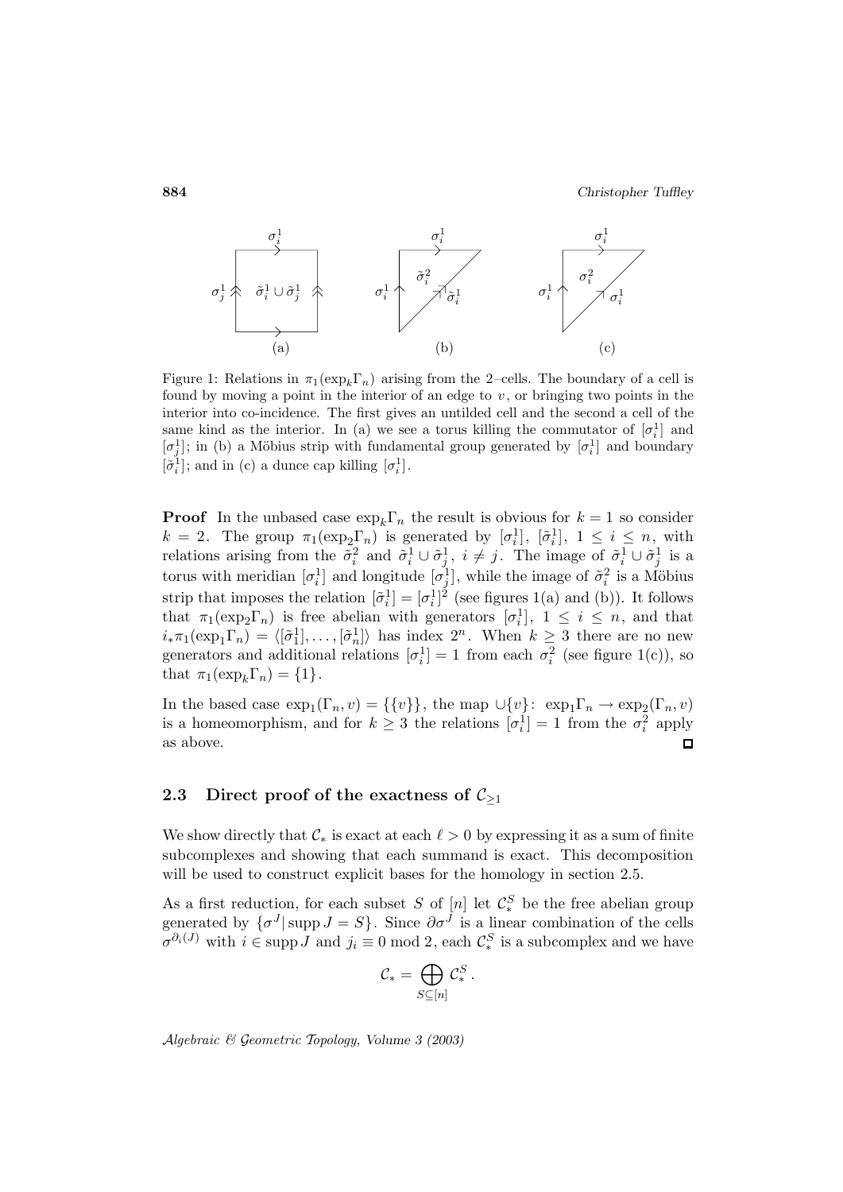Figure 1: Relations in $\pi_1(\exp_k\Gamma_n)$ arising from the 2–cells. The boundary of a cell is found by moving a point in the interior of an edge to $v$, or bringing two points in the interior into co-incidence. The first gives an untilded cell and the second a cell of the same kind as the interior. In (a) we see a torus killing the commutator of $[\sigma_i^1]$ and $[\sigma_j^1]$; in (b) a Möbius strip with fundamental group generated by $[\sigma_i^1]$ and boundary $[\tilde\sigma_i^1]$; and in (c) a dunce cap killing $[\sigma_i^1]$.

**Proof** In the unbased case $\exp_k\Gamma_n$ the result is obvious for $k=1$ so consider $k=2$. The group $\pi_1(\exp_2\Gamma_n)$ is generated by $[\sigma_i^1]$, $[\tilde\sigma_i^1]$, $1\le i\le n$, with relations arising from the $\tilde\sigma_i^2$ and $\tilde\sigma_i^1\cup\tilde\sigma_j^1$, $i\neq j$. The image of $\tilde\sigma_i^1\cup\tilde\sigma_j^1$ is a torus with meridian $[\sigma_i^1]$ and longitude $[\sigma_j^1]$, while the image of $\tilde\sigma_i^2$ is a Möbius strip that imposes the relation $[\tilde\sigma_i^1]=[\sigma_i^1]^2$ (see figures 1(a) and (b)). It follows that $\pi_1(\exp_2\Gamma_n)$ is free abelian with generators $[\sigma_i^1]$, $1\le i\le n$, and that $i_*\pi_1(\exp_1\Gamma_n)=\langle[\tilde\sigma_1^1],\ldots,[\tilde\sigma_n^1]\rangle$ has index $2^n$. When $k\ge 3$ there are no new generators and additional relations $[\sigma_i^1]=1$ from each $\sigma_i^2$ (see figure 1(c)), so that $\pi_1(\exp_k\Gamma_n)=\{1\}$.

In the based case $\exp_1(\Gamma_n,v)=\{\{v\}\}$, the map $\cup\{v\}\colon\ \exp_1\Gamma_n\to\exp_2(\Gamma_n,v)$ is a homeomorphism, and for $k\ge 3$ the relations $[\sigma_i^1]=1$ from the $\sigma_i^2$ apply as above. □

## 2.3 Direct proof of the exactness of $\mathcal{C}_{\ge 1}$

We show directly that $\mathcal{C}_*$ is exact at each $\ell>0$ by expressing it as a sum of finite subcomplexes and showing that each summand is exact. This decomposition will be used to construct explicit bases for the homology in section 2.5.

As a first reduction, for each subset $S$ of $[n]$ let $\mathcal{C}_*^S$ be the free abelian group generated by $\{\sigma^J\,|\,\operatorname{supp}J=S\}$. Since $\partial\sigma^J$ is a linear combination of the cells $\sigma^{\partial_i(J)}$ with $i\in\operatorname{supp}J$ and $j_i\equiv 0 \bmod 2$, each $\mathcal{C}_*^S$ is a subcomplex and we have

$$\mathcal{C}_*=\bigoplus_{S\subseteq[n]}\mathcal{C}_*^S\,.$$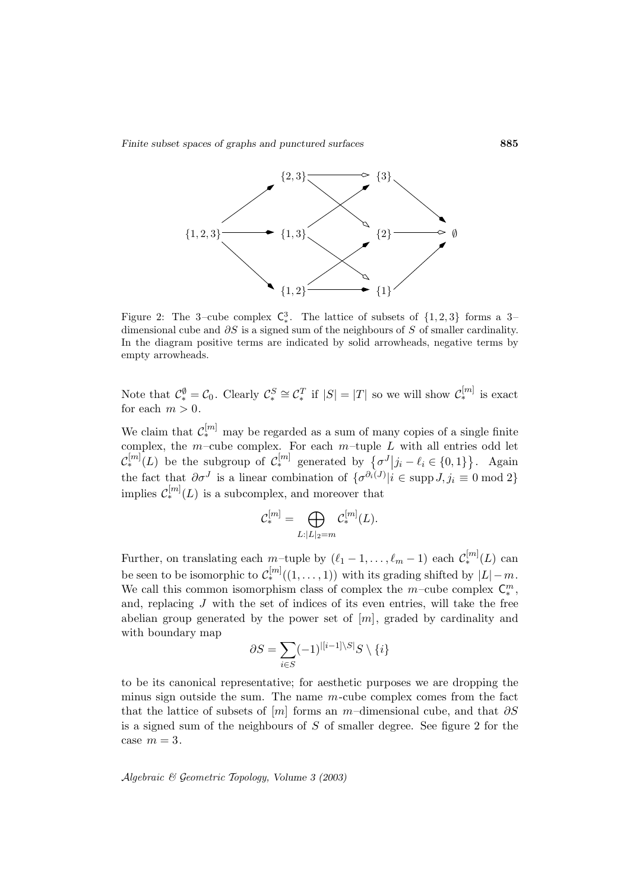Figure 2: The 3–cube complex $\mathsf{C}^3_*$. The lattice of subsets of $\{1,2,3\}$ forms a 3–dimensional cube and $\partial S$ is a signed sum of the neighbours of $S$ of smaller cardinality. In the diagram positive terms are indicated by solid arrowheads, negative terms by empty arrowheads.

Note that $\mathcal{C}^{\emptyset}_* = \mathcal{C}_0$. Clearly $\mathcal{C}^S_* \cong \mathcal{C}^T_*$ if $|S| = |T|$ so we will show $\mathcal{C}^{[m]}_*$ is exact for each $m > 0$.

We claim that $\mathcal{C}^{[m]}_*$ may be regarded as a sum of many copies of a single finite complex, the $m$–cube complex. For each $m$–tuple $L$ with all entries odd let $\mathcal{C}^{[m]}_*(L)$ be the subgroup of $\mathcal{C}^{[m]}_*$ generated by $\{\sigma^J | j_i - \ell_i \in \{0,1\}\}$. Again the fact that $\partial\sigma^J$ is a linear combination of $\{\sigma^{\partial_i(J)} | i \in \operatorname{supp} J, j_i \equiv 0 \bmod 2\}$ implies $\mathcal{C}^{[m]}_*(L)$ is a subcomplex, and moreover that

$$\mathcal{C}^{[m]}_* = \bigoplus_{L:|L|_2=m} \mathcal{C}^{[m]}_*(L).$$

Further, on translating each $m$–tuple by $(\ell_1 - 1, \ldots, \ell_m - 1)$ each $\mathcal{C}^{[m]}_*(L)$ can be seen to be isomorphic to $\mathcal{C}^{[m]}_*((1,\ldots,1))$ with its grading shifted by $|L| - m$. We call this common isomorphism class of complex the $m$–cube complex $\mathsf{C}^m_*$, and, replacing $J$ with the set of indices of its even entries, will take the free abelian group generated by the power set of $[m]$, graded by cardinality and with boundary map

$$\partial S = \sum_{i \in S} (-1)^{|[i-1] \setminus S|} S \setminus \{i\}$$

to be its canonical representative; for aesthetic purposes we are dropping the minus sign outside the sum. The name $m$-cube complex comes from the fact that the lattice of subsets of $[m]$ forms an $m$–dimensional cube, and that $\partial S$ is a signed sum of the neighbours of $S$ of smaller degree. See figure 2 for the case $m = 3$.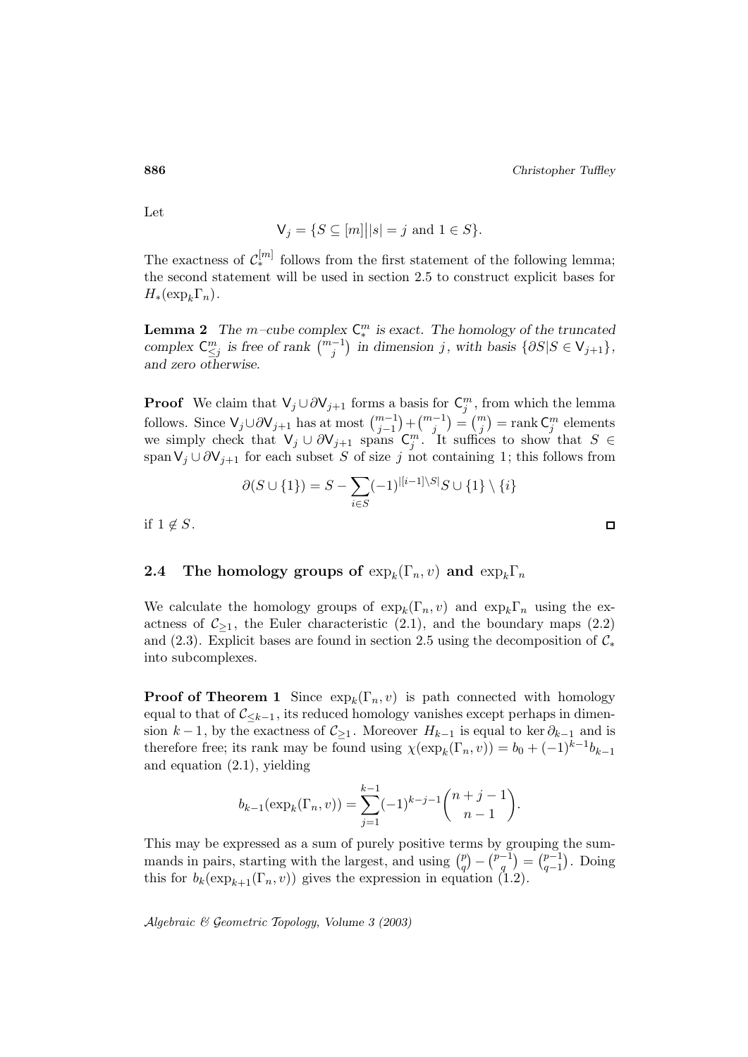Let

$$\mathsf{V}_j = \{S \subseteq [m] \,|\, |s| = j \text{ and } 1 \in S\}.$$

The exactness of $\mathcal{C}_*^{[m]}$ follows from the first statement of the following lemma; the second statement will be used in section 2.5 to construct explicit bases for $H_*(\exp_k \Gamma_n)$.

**Lemma 2** *The $m$–cube complex $\mathsf{C}_*^m$ is exact. The homology of the truncated complex $\mathsf{C}_{\leq j}^m$ is free of rank $\binom{m-1}{j}$ in dimension $j$, with basis $\{\partial S | S \in \mathsf{V}_{j+1}\}$, and zero otherwise.*

**Proof** We claim that $\mathsf{V}_j \cup \partial \mathsf{V}_{j+1}$ forms a basis for $\mathsf{C}_j^m$, from which the lemma follows. Since $\mathsf{V}_j \cup \partial \mathsf{V}_{j+1}$ has at most $\binom{m-1}{j-1} + \binom{m-1}{j} = \binom{m}{j} = \operatorname{rank} \mathsf{C}_j^m$ elements we simply check that $\mathsf{V}_j \cup \partial \mathsf{V}_{j+1}$ spans $\mathsf{C}_j^m$. It suffices to show that $S \in \operatorname{span} \mathsf{V}_j \cup \partial \mathsf{V}_{j+1}$ for each subset $S$ of size $j$ not containing 1; this follows from

$$\partial(S \cup \{1\}) = S - \sum_{i \in S} (-1)^{|[i-1] \setminus S|} S \cup \{1\} \setminus \{i\}$$

if $1 \notin S$. □

## 2.4 The homology groups of $\exp_k(\Gamma_n, v)$ and $\exp_k \Gamma_n$

We calculate the homology groups of $\exp_k(\Gamma_n, v)$ and $\exp_k \Gamma_n$ using the exactness of $\mathcal{C}_{\geq 1}$, the Euler characteristic (2.1), and the boundary maps (2.2) and (2.3). Explicit bases are found in section 2.5 using the decomposition of $\mathcal{C}_*$ into subcomplexes.

**Proof of Theorem 1** Since $\exp_k(\Gamma_n, v)$ is path connected with homology equal to that of $\mathcal{C}_{\leq k-1}$, its reduced homology vanishes except perhaps in dimension $k-1$, by the exactness of $\mathcal{C}_{\geq 1}$. Moreover $H_{k-1}$ is equal to $\ker \partial_{k-1}$ and is therefore free; its rank may be found using $\chi(\exp_k(\Gamma_n, v)) = b_0 + (-1)^{k-1} b_{k-1}$ and equation (2.1), yielding

$$b_{k-1}(\exp_k(\Gamma_n, v)) = \sum_{j=1}^{k-1} (-1)^{k-j-1} \binom{n+j-1}{n-1}.$$

This may be expressed as a sum of purely positive terms by grouping the summands in pairs, starting with the largest, and using $\binom{p}{q} - \binom{p-1}{q} = \binom{p-1}{q-1}$. Doing this for $b_k(\exp_{k+1}(\Gamma_n, v))$ gives the expression in equation (1.2).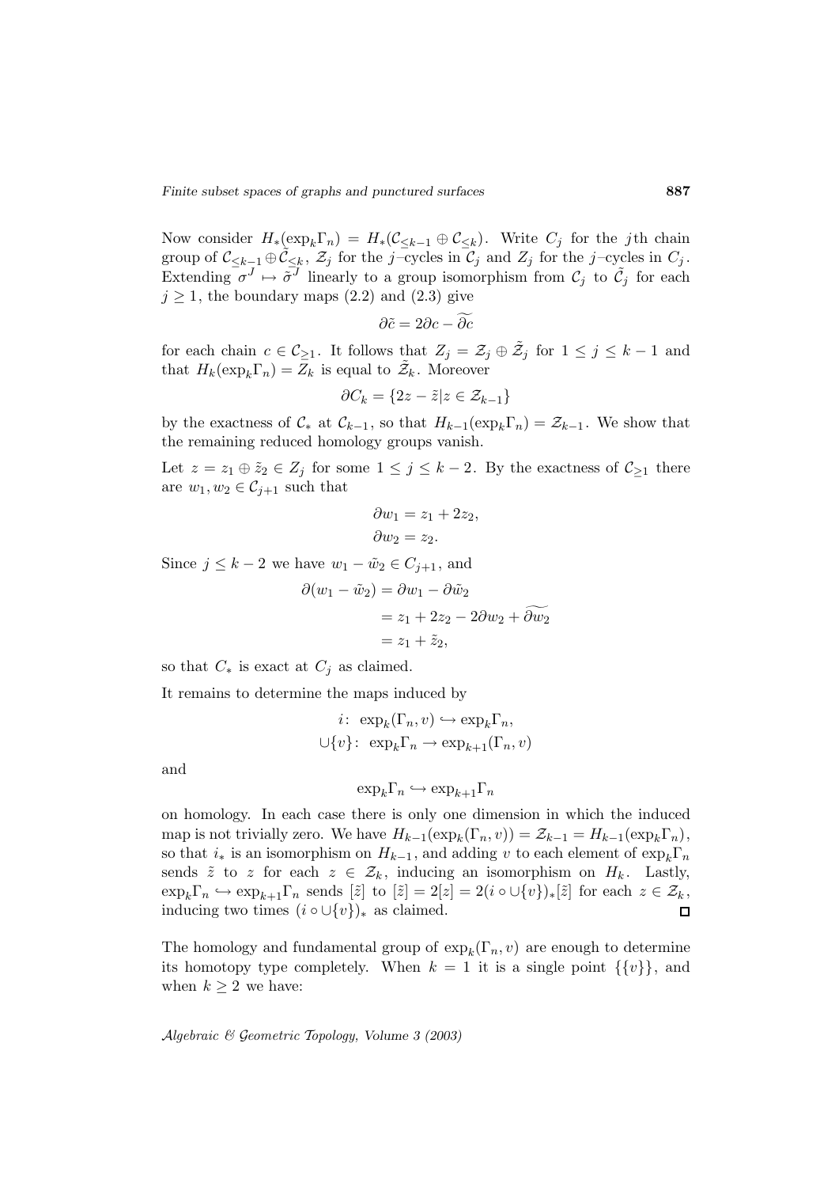Now consider $H_*(\exp_k \Gamma_n) = H_*(\mathcal{C}_{\leq k-1} \oplus \tilde{\mathcal{C}}_{\leq k})$. Write $C_j$ for the $j$th chain group of $\mathcal{C}_{\leq k-1} \oplus \tilde{\mathcal{C}}_{\leq k}$, $\mathcal{Z}_j$ for the $j$–cycles in $\mathcal{C}_j$ and $Z_j$ for the $j$–cycles in $C_j$. Extending $\sigma^J \mapsto \tilde{\sigma}^J$ linearly to a group isomorphism from $\mathcal{C}_j$ to $\tilde{\mathcal{C}}_j$ for each $j \geq 1$, the boundary maps (2.2) and (2.3) give

$$\partial \tilde{c} = 2\partial c - \widetilde{\partial c}$$

for each chain $c \in \mathcal{C}_{\geq 1}$. It follows that $Z_j = \mathcal{Z}_j \oplus \tilde{\mathcal{Z}}_j$ for $1 \leq j \leq k-1$ and that $H_k(\exp_k \Gamma_n) = Z_k$ is equal to $\tilde{\mathcal{Z}}_k$. Moreover

$$\partial C_k = \{2z - \tilde{z} | z \in \mathcal{Z}_{k-1}\}$$

by the exactness of $\mathcal{C}_*$ at $\mathcal{C}_{k-1}$, so that $H_{k-1}(\exp_k \Gamma_n) = \mathcal{Z}_{k-1}$. We show that the remaining reduced homology groups vanish.

Let $z = z_1 \oplus \tilde{z}_2 \in Z_j$ for some $1 \leq j \leq k-2$. By the exactness of $\mathcal{C}_{\geq 1}$ there are $w_1, w_2 \in \mathcal{C}_{j+1}$ such that

$$\begin{aligned}
\partial w_1 &= z_1 + 2z_2, \\
\partial w_2 &= z_2.
\end{aligned}$$

Since $j \leq k-2$ we have $w_1 - \tilde{w}_2 \in C_{j+1}$, and

$$\begin{aligned}
\partial(w_1 - \tilde{w}_2) &= \partial w_1 - \partial \tilde{w}_2 \\
&= z_1 + 2z_2 - 2\partial w_2 + \widetilde{\partial w_2} \\
&= z_1 + \tilde{z}_2,
\end{aligned}$$

so that $C_*$ is exact at $C_j$ as claimed.

It remains to determine the maps induced by

$$\begin{aligned}
i\colon\ \exp_k(\Gamma_n, v) &\hookrightarrow \exp_k \Gamma_n, \\
\cup\{v\}\colon\ \exp_k \Gamma_n &\to \exp_{k+1}(\Gamma_n, v)
\end{aligned}$$

and

$$\exp_k \Gamma_n \hookrightarrow \exp_{k+1} \Gamma_n$$

on homology. In each case there is only one dimension in which the induced map is not trivially zero. We have $H_{k-1}(\exp_k(\Gamma_n, v)) = \mathcal{Z}_{k-1} = H_{k-1}(\exp_k \Gamma_n)$, so that $i_*$ is an isomorphism on $H_{k-1}$, and adding $v$ to each element of $\exp_k \Gamma_n$ sends $\tilde{z}$ to $z$ for each $z \in \mathcal{Z}_k$, inducing an isomorphism on $H_k$. Lastly, $\exp_k \Gamma_n \hookrightarrow \exp_{k+1} \Gamma_n$ sends $[\tilde{z}]$ to $[\tilde{z}] = 2[z] = 2(i \circ \cup\{v\})_*[\tilde{z}]$ for each $z \in \mathcal{Z}_k$, inducing two times $(i \circ \cup\{v\})_*$ as claimed. $\square$

The homology and fundamental group of $\exp_k(\Gamma_n, v)$ are enough to determine its homotopy type completely. When $k = 1$ it is a single point $\{\{v\}\}$, and when $k \geq 2$ we have: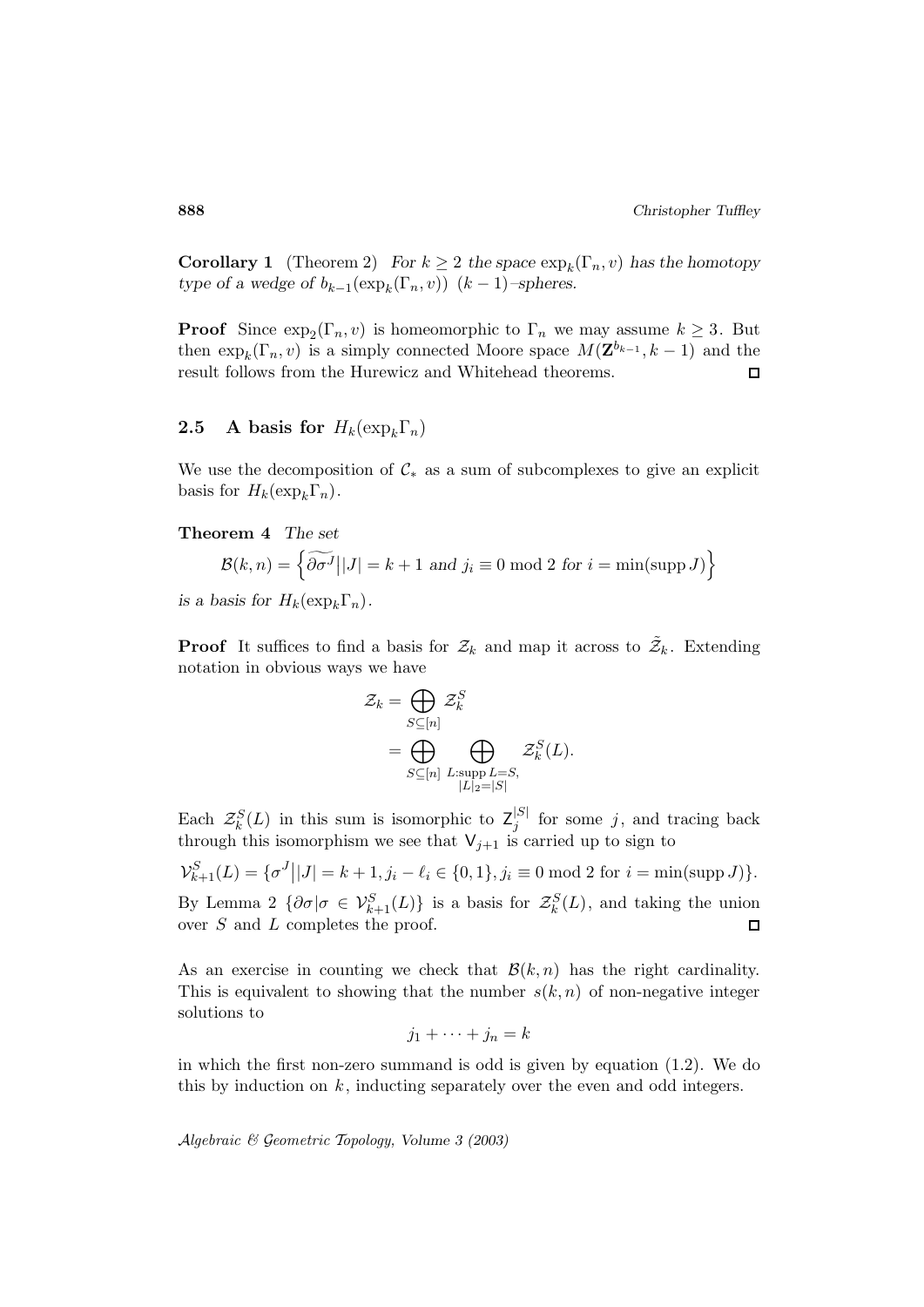**Corollary 1** (Theorem 2) *For $k \geq 2$ the space $\exp_k(\Gamma_n, v)$ has the homotopy type of a wedge of $b_{k-1}(\exp_k(\Gamma_n, v))$ $(k-1)$–spheres.*

**Proof** Since $\exp_2(\Gamma_n, v)$ is homeomorphic to $\Gamma_n$ we may assume $k \geq 3$. But then $\exp_k(\Gamma_n, v)$ is a simply connected Moore space $M(\mathbf{Z}^{b_{k-1}}, k-1)$ and the result follows from the Hurewicz and Whitehead theorems. □

## 2.5 A basis for $H_k(\exp_k \Gamma_n)$

We use the decomposition of $\mathcal{C}_*$ as a sum of subcomplexes to give an explicit basis for $H_k(\exp_k \Gamma_n)$.

**Theorem 4** *The set*

$$\mathcal{B}(k, n) = \left\{ \widetilde{\partial \sigma^J} \big| |J| = k+1 \text{ and } j_i \equiv 0 \bmod 2 \text{ for } i = \min(\operatorname{supp} J) \right\}$$

*is a basis for $H_k(\exp_k \Gamma_n)$.*

**Proof** It suffices to find a basis for $\mathcal{Z}_k$ and map it across to $\tilde{\mathcal{Z}}_k$. Extending notation in obvious ways we have

$$\begin{aligned}
\mathcal{Z}_k &= \bigoplus_{S \subseteq [n]} \mathcal{Z}_k^S \\
&= \bigoplus_{S \subseteq [n]} \bigoplus_{\substack{L : \operatorname{supp} L = S, \\ |L|_2 = |S|}} \mathcal{Z}_k^S(L).
\end{aligned}$$

Each $\mathcal{Z}_k^S(L)$ in this sum is isomorphic to $\mathsf{Z}_j^{|S|}$ for some $j$, and tracing back through this isomorphism we see that $\mathsf{V}_{j+1}$ is carried up to sign to

$$\mathcal{V}_{k+1}^S(L) = \{\sigma^J \big| |J| = k+1, j_i - \ell_i \in \{0, 1\}, j_i \equiv 0 \bmod 2 \text{ for } i = \min(\operatorname{supp} J)\}.$$

By Lemma 2 $\{\partial \sigma | \sigma \in \mathcal{V}_{k+1}^S(L)\}$ is a basis for $\mathcal{Z}_k^S(L)$, and taking the union over $S$ and $L$ completes the proof. □

As an exercise in counting we check that $\mathcal{B}(k, n)$ has the right cardinality. This is equivalent to showing that the number $s(k, n)$ of non-negative integer solutions to

$$j_1 + \cdots + j_n = k$$

in which the first non-zero summand is odd is given by equation (1.2). We do this by induction on $k$, inducting separately over the even and odd integers.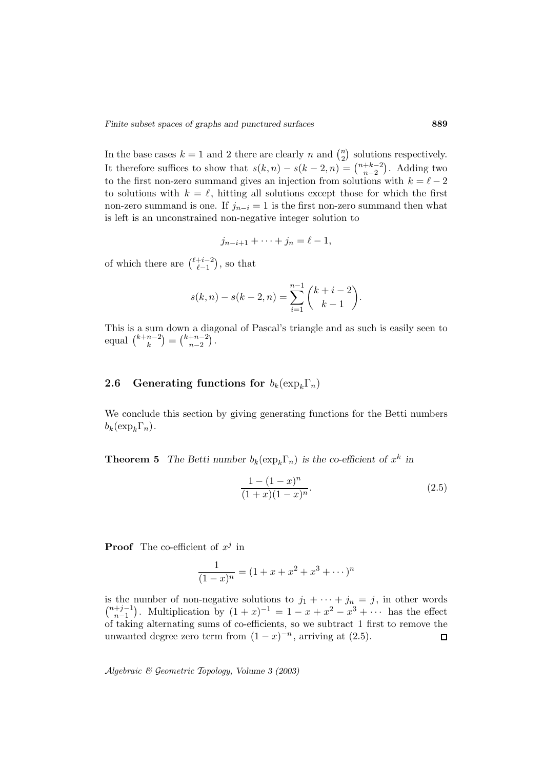In the base cases $k = 1$ and 2 there are clearly $n$ and $\binom{n}{2}$ solutions respectively. It therefore suffices to show that $s(k,n) - s(k-2,n) = \binom{n+k-2}{n-2}$. Adding two to the first non-zero summand gives an injection from solutions with $k = \ell - 2$ to solutions with $k = \ell$, hitting all solutions except those for which the first non-zero summand is one. If $j_{n-i} = 1$ is the first non-zero summand then what is left is an unconstrained non-negative integer solution to

$$j_{n-i+1} + \cdots + j_n = \ell - 1,$$

of which there are $\binom{\ell+i-2}{\ell-1}$, so that

$$s(k,n) - s(k-2,n) = \sum_{i=1}^{n-1} \binom{k+i-2}{k-1}.$$

This is a sum down a diagonal of Pascal's triangle and as such is easily seen to equal $\binom{k+n-2}{k} = \binom{k+n-2}{n-2}$.

## 2.6 Generating functions for $b_k(\exp_k \Gamma_n)$

We conclude this section by giving generating functions for the Betti numbers $b_k(\exp_k \Gamma_n)$.

**Theorem 5** *The Betti number $b_k(\exp_k \Gamma_n)$ is the co-efficient of $x^k$ in*

$$\frac{1 - (1-x)^n}{(1+x)(1-x)^n}. \tag{2.5}$$

**Proof** The co-efficient of $x^j$ in

$$\frac{1}{(1-x)^n} = (1 + x + x^2 + x^3 + \cdots)^n$$

is the number of non-negative solutions to $j_1 + \cdots + j_n = j$, in other words $\binom{n+j-1}{n-1}$. Multiplication by $(1+x)^{-1} = 1 - x + x^2 - x^3 + \cdots$ has the effect of taking alternating sums of co-efficients, so we subtract 1 first to remove the unwanted degree zero term from $(1-x)^{-n}$, arriving at (2.5). $\square$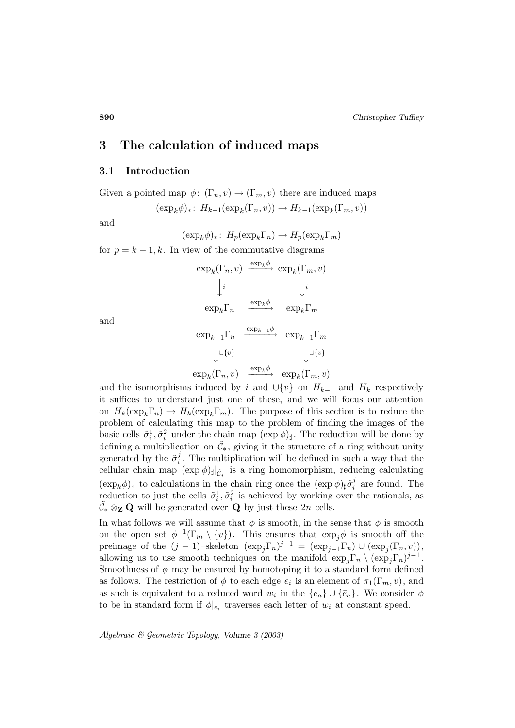## 3 The calculation of induced maps

### 3.1 Introduction

Given a pointed map $\phi\colon (\Gamma_n, v) \to (\Gamma_m, v)$ there are induced maps

$$(\exp_k \phi)_*\colon\ H_{k-1}(\exp_k(\Gamma_n, v)) \to H_{k-1}(\exp_k(\Gamma_m, v))$$

and

$$(\exp_k \phi)_*\colon\ H_p(\exp_k \Gamma_n) \to H_p(\exp_k \Gamma_m)$$

for $p = k-1, k$. In view of the commutative diagrams

$$\begin{array}{ccc}
\exp_k(\Gamma_n, v) & \xrightarrow{\exp_k \phi} & \exp_k(\Gamma_m, v) \\
\big\downarrow{\scriptstyle i} & & \big\downarrow{\scriptstyle i} \\
\exp_k \Gamma_n & \xrightarrow{\exp_k \phi} & \exp_k \Gamma_m
\end{array}$$

and

$$\begin{array}{ccc}
\exp_{k-1} \Gamma_n & \xrightarrow{\exp_{k-1} \phi} & \exp_{k-1} \Gamma_m \\
\big\downarrow{\scriptstyle \cup\{v\}} & & \big\downarrow{\scriptstyle \cup\{v\}} \\
\exp_k(\Gamma_n, v) & \xrightarrow{\exp_k \phi} & \exp_k(\Gamma_m, v)
\end{array}$$

and the isomorphisms induced by $i$ and $\cup\{v\}$ on $H_{k-1}$ and $H_k$ respectively it suffices to understand just one of these, and we will focus our attention on $H_k(\exp_k \Gamma_n) \to H_k(\exp_k \Gamma_m)$. The purpose of this section is to reduce the problem of calculating this map to the problem of finding the images of the basic cells $\tilde{\sigma}_i^1, \tilde{\sigma}_i^2$ under the chain map $(\exp \phi)_\sharp$. The reduction will be done by defining a multiplication on $\tilde{\mathcal{C}}_*$, giving it the structure of a ring without unity generated by the $\tilde{\sigma}_i^j$. The multiplication will be defined in such a way that the cellular chain map $(\exp \phi)_\sharp|_{\tilde{\mathcal{C}}_*}$ is a ring homomorphism, reducing calculating $(\exp_k \phi)_*$ to calculations in the chain ring once the $(\exp \phi)_\sharp \tilde{\sigma}_i^j$ are found. The reduction to just the cells $\tilde{\sigma}_i^1, \tilde{\sigma}_i^2$ is achieved by working over the rationals, as $\tilde{\mathcal{C}}_* \otimes_{\mathbf{Z}} \mathbf{Q}$ will be generated over $\mathbf{Q}$ by just these $2n$ cells.

In what follows we will assume that $\phi$ is smooth, in the sense that $\phi$ is smooth on the open set $\phi^{-1}(\Gamma_m \setminus \{v\})$. This ensures that $\exp_j \phi$ is smooth off the preimage of the $(j-1)$–skeleton $(\exp_j \Gamma_n)^{j-1} = (\exp_{j-1} \Gamma_n) \cup (\exp_j(\Gamma_n, v))$, allowing us to use smooth techniques on the manifold $\exp_j \Gamma_n \setminus (\exp_j \Gamma_n)^{j-1}$. Smoothness of $\phi$ may be ensured by homotoping it to a standard form defined as follows. The restriction of $\phi$ to each edge $e_i$ is an element of $\pi_1(\Gamma_m, v)$, and as such is equivalent to a reduced word $w_i$ in the $\{e_a\} \cup \{\bar{e}_a\}$. We consider $\phi$ to be in standard form if $\phi|_{e_i}$ traverses each letter of $w_i$ at constant speed.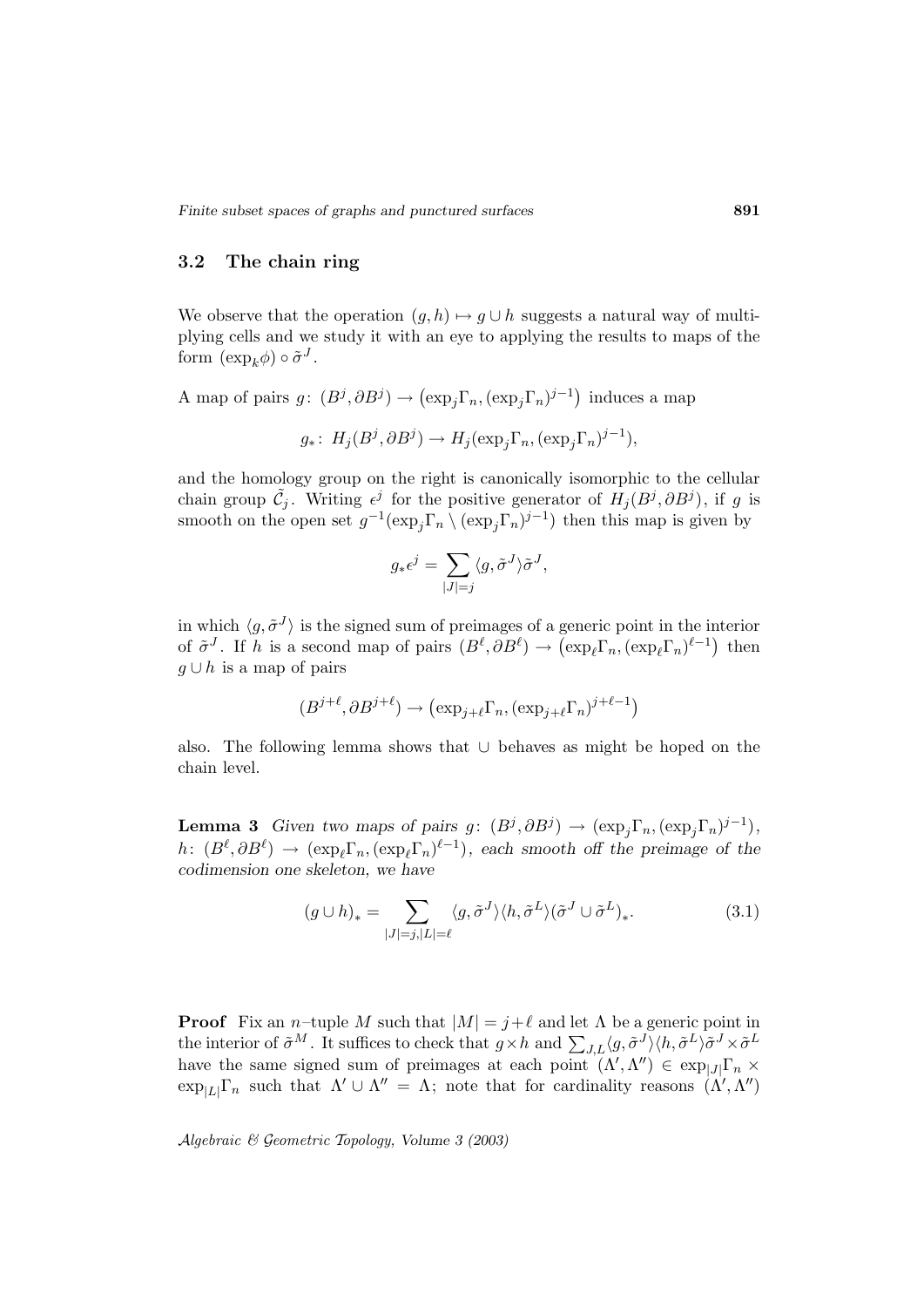### 3.2 The chain ring

We observe that the operation $(g,h) \mapsto g \cup h$ suggests a natural way of multiplying cells and we study it with an eye to applying the results to maps of the form $(\exp_k \phi) \circ \tilde{\sigma}^J$.

A map of pairs $g\colon (B^j, \partial B^j) \to \left(\exp_j \Gamma_n, (\exp_j \Gamma_n)^{j-1}\right)$ induces a map

$$g_*\colon H_j(B^j, \partial B^j) \to H_j(\exp_j \Gamma_n, (\exp_j \Gamma_n)^{j-1}),$$

and the homology group on the right is canonically isomorphic to the cellular chain group $\tilde{\mathcal{C}}_j$. Writing $\epsilon^j$ for the positive generator of $H_j(B^j, \partial B^j)$, if $g$ is smooth on the open set $g^{-1}(\exp_j \Gamma_n \setminus (\exp_j \Gamma_n)^{j-1})$ then this map is given by

$$g_* \epsilon^j = \sum_{|J|=j} \langle g, \tilde{\sigma}^J \rangle \tilde{\sigma}^J,$$

in which $\langle g, \tilde{\sigma}^J \rangle$ is the signed sum of preimages of a generic point in the interior of $\tilde{\sigma}^J$. If $h$ is a second map of pairs $(B^\ell, \partial B^\ell) \to \left(\exp_\ell \Gamma_n, (\exp_\ell \Gamma_n)^{\ell-1}\right)$ then $g \cup h$ is a map of pairs

$$(B^{j+\ell}, \partial B^{j+\ell}) \to \left(\exp_{j+\ell} \Gamma_n, (\exp_{j+\ell} \Gamma_n)^{j+\ell-1}\right)$$

also. The following lemma shows that $\cup$ behaves as might be hoped on the chain level.

**Lemma 3** *Given two maps of pairs $g\colon (B^j, \partial B^j) \to (\exp_j \Gamma_n, (\exp_j \Gamma_n)^{j-1})$, $h\colon (B^\ell, \partial B^\ell) \to (\exp_\ell \Gamma_n, (\exp_\ell \Gamma_n)^{\ell-1})$, each smooth off the preimage of the codimension one skeleton, we have*

$$(g \cup h)_* = \sum_{|J|=j, |L|=\ell} \langle g, \tilde{\sigma}^J \rangle \langle h, \tilde{\sigma}^L \rangle (\tilde{\sigma}^J \cup \tilde{\sigma}^L)_*. \tag{3.1}$$

**Proof** Fix an $n$–tuple $M$ such that $|M| = j + \ell$ and let $\Lambda$ be a generic point in the interior of $\tilde{\sigma}^M$. It suffices to check that $g \times h$ and $\sum_{J,L} \langle g, \tilde{\sigma}^J \rangle \langle h, \tilde{\sigma}^L \rangle \tilde{\sigma}^J \times \tilde{\sigma}^L$ have the same signed sum of preimages at each point $(\Lambda', \Lambda'') \in \exp_{|J|} \Gamma_n \times \exp_{|L|} \Gamma_n$ such that $\Lambda' \cup \Lambda'' = \Lambda$; note that for cardinality reasons $(\Lambda', \Lambda'')$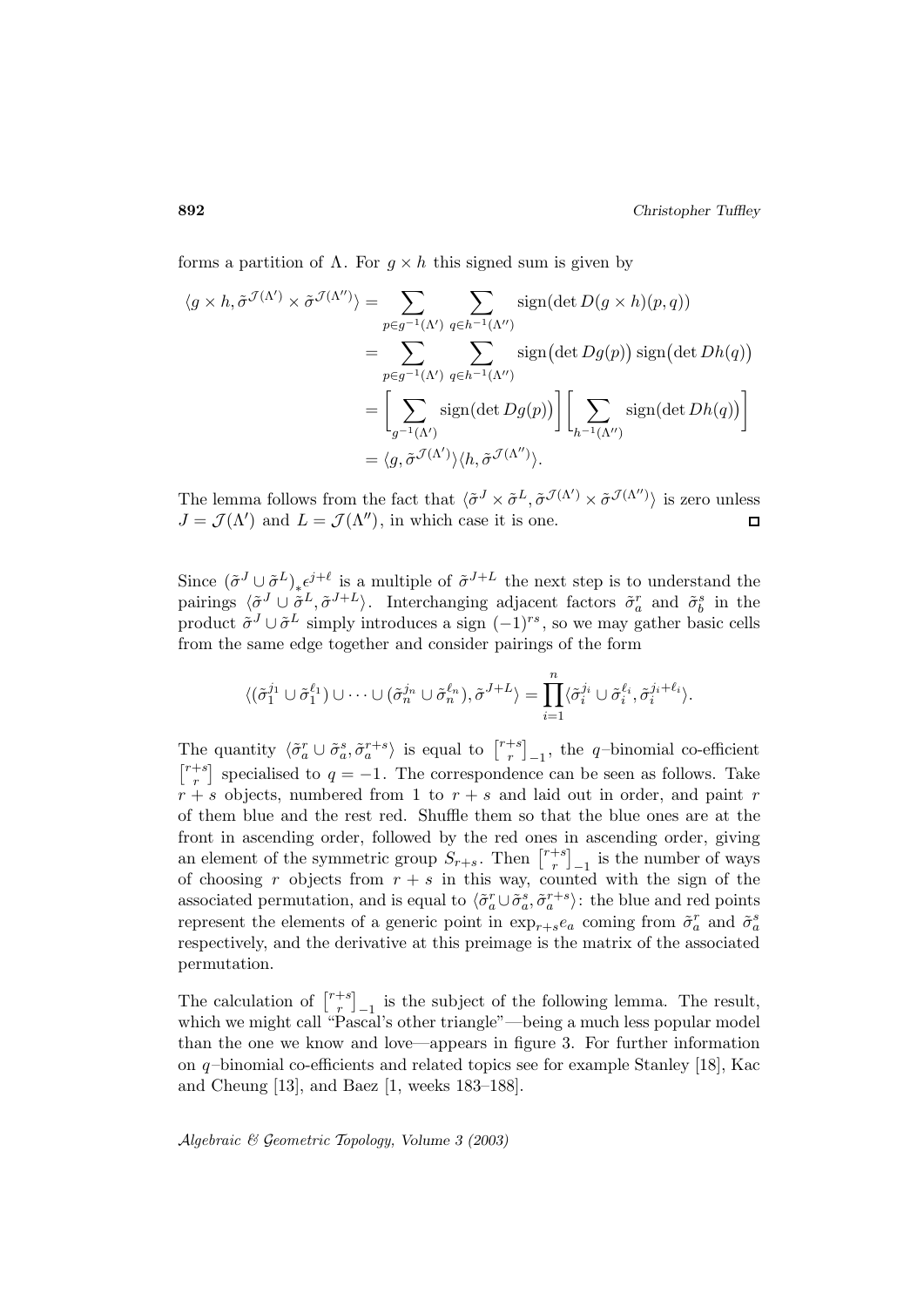forms a partition of $\Lambda$. For $g \times h$ this signed sum is given by

$$\begin{aligned}
\langle g \times h, \tilde{\sigma}^{\mathcal{J}(\Lambda')} \times \tilde{\sigma}^{\mathcal{J}(\Lambda'')} \rangle &= \sum_{p \in g^{-1}(\Lambda')} \sum_{q \in h^{-1}(\Lambda'')} \operatorname{sign}(\det D(g \times h)(p,q)) \\
&= \sum_{p \in g^{-1}(\Lambda')} \sum_{q \in h^{-1}(\Lambda'')} \operatorname{sign}\bigl(\det Dg(p)\bigr) \operatorname{sign}\bigl(\det Dh(q)\bigr) \\
&= \Bigl[ \sum_{g^{-1}(\Lambda')} \operatorname{sign}\bigl(\det Dg(p)\bigr) \Bigr] \Bigl[ \sum_{h^{-1}(\Lambda'')} \operatorname{sign}\bigl(\det Dh(q)\bigr) \Bigr] \\
&= \langle g, \tilde{\sigma}^{\mathcal{J}(\Lambda')} \rangle \langle h, \tilde{\sigma}^{\mathcal{J}(\Lambda'')} \rangle.
\end{aligned}$$

The lemma follows from the fact that $\langle \tilde{\sigma}^J \times \tilde{\sigma}^L, \tilde{\sigma}^{\mathcal{J}(\Lambda')} \times \tilde{\sigma}^{\mathcal{J}(\Lambda'')} \rangle$ is zero unless $J = \mathcal{J}(\Lambda')$ and $L = \mathcal{J}(\Lambda'')$, in which case it is one. $\square$

Since $(\tilde{\sigma}^J \cup \tilde{\sigma}^L)_* \epsilon^{j+\ell}$ is a multiple of $\tilde{\sigma}^{J+L}$ the next step is to understand the pairings $\langle \tilde{\sigma}^J \cup \tilde{\sigma}^L, \tilde{\sigma}^{J+L} \rangle$. Interchanging adjacent factors $\tilde{\sigma}_a^r$ and $\tilde{\sigma}_b^s$ in the product $\tilde{\sigma}^J \cup \tilde{\sigma}^L$ simply introduces a sign $(-1)^{rs}$, so we may gather basic cells from the same edge together and consider pairings of the form

$$\langle (\tilde{\sigma}_1^{j_1} \cup \tilde{\sigma}_1^{\ell_1}) \cup \cdots \cup (\tilde{\sigma}_n^{j_n} \cup \tilde{\sigma}_n^{\ell_n}), \tilde{\sigma}^{J+L} \rangle = \prod_{i=1}^{n} \langle \tilde{\sigma}_i^{j_i} \cup \tilde{\sigma}_i^{\ell_i}, \tilde{\sigma}_i^{j_i+\ell_i} \rangle.$$

The quantity $\langle \tilde{\sigma}_a^r \cup \tilde{\sigma}_a^s, \tilde{\sigma}_a^{r+s} \rangle$ is equal to $\left[ {r+s \atop r} \right]_{-1}$, the $q$–binomial co-efficient $\left[ {r+s \atop r} \right]$ specialised to $q = -1$. The correspondence can be seen as follows. Take $r+s$ objects, numbered from 1 to $r+s$ and laid out in order, and paint $r$ of them blue and the rest red. Shuffle them so that the blue ones are at the front in ascending order, followed by the red ones in ascending order, giving an element of the symmetric group $S_{r+s}$. Then $\left[ {r+s \atop r} \right]_{-1}$ is the number of ways of choosing $r$ objects from $r+s$ in this way, counted with the sign of the associated permutation, and is equal to $\langle \tilde{\sigma}_a^r \cup \tilde{\sigma}_a^s, \tilde{\sigma}_a^{r+s} \rangle$: the blue and red points represent the elements of a generic point in $\exp_{r+s} e_a$ coming from $\tilde{\sigma}_a^r$ and $\tilde{\sigma}_a^s$ respectively, and the derivative at this preimage is the matrix of the associated permutation.

The calculation of $\left[ {r+s \atop r} \right]_{-1}$ is the subject of the following lemma. The result, which we might call "Pascal's other triangle"—being a much less popular model than the one we know and love—appears in figure 3. For further information on $q$–binomial co-efficients and related topics see for example Stanley [18], Kac and Cheung [13], and Baez [1, weeks 183–188].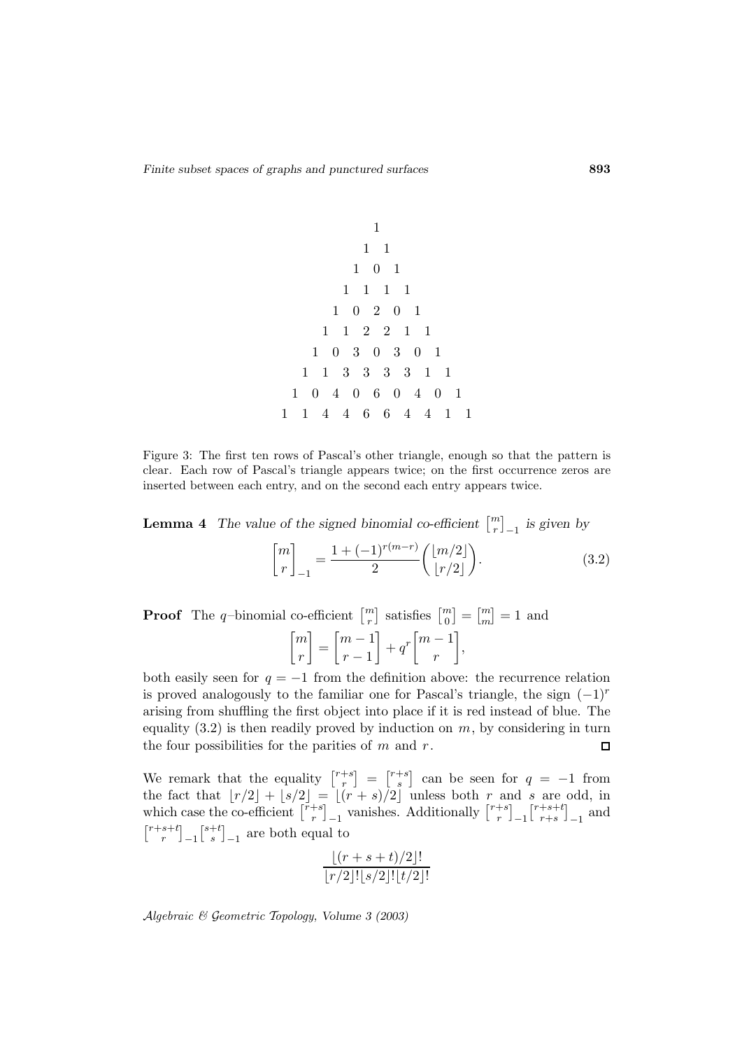$$
\begin{array}{c}
1 \\
1 \quad 1 \\
1 \quad 0 \quad 1 \\
1 \quad 1 \quad 1 \quad 1 \\
1 \quad 0 \quad 2 \quad 0 \quad 1 \\
1 \quad 1 \quad 2 \quad 2 \quad 1 \quad 1 \\
1 \quad 0 \quad 3 \quad 0 \quad 3 \quad 0 \quad 1 \\
1 \quad 1 \quad 3 \quad 3 \quad 3 \quad 3 \quad 1 \quad 1 \\
1 \quad 0 \quad 4 \quad 0 \quad 6 \quad 0 \quad 4 \quad 0 \quad 1 \\
1 \quad 1 \quad 4 \quad 4 \quad 6 \quad 6 \quad 4 \quad 4 \quad 1 \quad 1
\end{array}
$$

Figure 3: The first ten rows of Pascal's other triangle, enough so that the pattern is clear. Each row of Pascal's triangle appears twice; on the first occurrence zeros are inserted between each entry, and on the second each entry appears twice.

**Lemma 4** *The value of the signed binomial co-efficient* $\begin{bmatrix} m \\ r \end{bmatrix}_{-1}$ *is given by*

$$\begin{bmatrix} m \\ r \end{bmatrix}_{-1} = \frac{1 + (-1)^{r(m-r)}}{2} \binom{\lfloor m/2 \rfloor}{\lfloor r/2 \rfloor}. \tag{3.2}$$

**Proof** The $q$–binomial co-efficient $\begin{bmatrix} m \\ r \end{bmatrix}$ satisfies $\begin{bmatrix} m \\ 0 \end{bmatrix} = \begin{bmatrix} m \\ m \end{bmatrix} = 1$ and

$$\begin{bmatrix} m \\ r \end{bmatrix} = \begin{bmatrix} m-1 \\ r-1 \end{bmatrix} + q^r \begin{bmatrix} m-1 \\ r \end{bmatrix},$$

both easily seen for $q = -1$ from the definition above: the recurrence relation is proved analogously to the familiar one for Pascal's triangle, the sign $(-1)^r$ arising from shuffling the first object into place if it is red instead of blue. The equality (3.2) is then readily proved by induction on $m$, by considering in turn the four possibilities for the parities of $m$ and $r$. □

We remark that the equality $\begin{bmatrix} r+s \\ r \end{bmatrix} = \begin{bmatrix} r+s \\ s \end{bmatrix}$ can be seen for $q = -1$ from the fact that $\lfloor r/2 \rfloor + \lfloor s/2 \rfloor = \lfloor (r+s)/2 \rfloor$ unless both $r$ and $s$ are odd, in which case the co-efficient $\begin{bmatrix} r+s \\ r \end{bmatrix}_{-1}$ vanishes. Additionally $\begin{bmatrix} r+s \\ r \end{bmatrix}_{-1} \begin{bmatrix} r+s+t \\ r+s \end{bmatrix}_{-1}$ and $\begin{bmatrix} r+s+t \\ r \end{bmatrix}_{-1} \begin{bmatrix} s+t \\ s \end{bmatrix}_{-1}$ are both equal to

$$\frac{\lfloor (r+s+t)/2 \rfloor!}{\lfloor r/2 \rfloor! \lfloor s/2 \rfloor! \lfloor t/2 \rfloor!}$$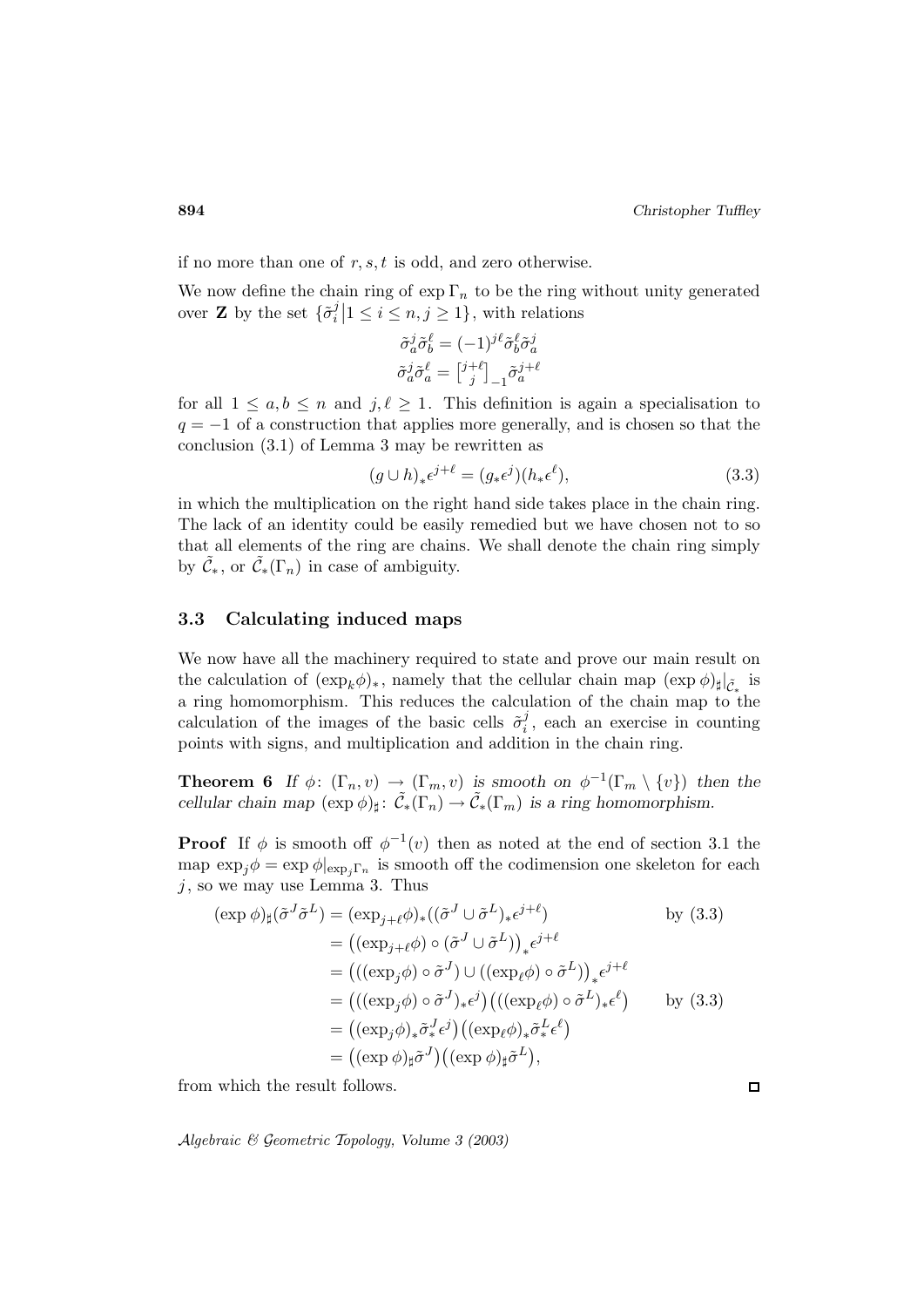if no more than one of $r, s, t$ is odd, and zero otherwise.

We now define the chain ring of $\exp \Gamma_n$ to be the ring without unity generated over $\mathbf{Z}$ by the set $\{\tilde{\sigma}_i^j \big| 1 \le i \le n, j \ge 1\}$, with relations

$$\tilde{\sigma}_a^j \tilde{\sigma}_b^\ell = (-1)^{j\ell} \tilde{\sigma}_b^\ell \tilde{\sigma}_a^j$$
$$\tilde{\sigma}_a^j \tilde{\sigma}_a^\ell = \begin{bmatrix} j+\ell \\ j \end{bmatrix}_{-1} \tilde{\sigma}_a^{j+\ell}$$

for all $1 \le a, b \le n$ and $j, \ell \ge 1$. This definition is again a specialisation to $q = -1$ of a construction that applies more generally, and is chosen so that the conclusion (3.1) of Lemma 3 may be rewritten as

$$(g \cup h)_* \epsilon^{j+\ell} = (g_* \epsilon^j)(h_* \epsilon^\ell), \tag{3.3}$$

in which the multiplication on the right hand side takes place in the chain ring. The lack of an identity could be easily remedied but we have chosen not to so that all elements of the ring are chains. We shall denote the chain ring simply by $\tilde{\mathcal{C}}_*$, or $\tilde{\mathcal{C}}_*(\Gamma_n)$ in case of ambiguity.

### 3.3 Calculating induced maps

We now have all the machinery required to state and prove our main result on the calculation of $(\exp_k \phi)_*$, namely that the cellular chain map $(\exp \phi)_\sharp|_{\tilde{\mathcal{C}}_*}$ is a ring homomorphism. This reduces the calculation of the chain map to the calculation of the images of the basic cells $\tilde{\sigma}_i^j$, each an exercise in counting points with signs, and multiplication and addition in the chain ring.

**Theorem 6** *If $\phi \colon (\Gamma_n, v) \to (\Gamma_m, v)$ is smooth on $\phi^{-1}(\Gamma_m \setminus \{v\})$ then the cellular chain map $(\exp \phi)_\sharp \colon \tilde{\mathcal{C}}_*(\Gamma_n) \to \tilde{\mathcal{C}}_*(\Gamma_m)$ is a ring homomorphism.*

**Proof** If $\phi$ is smooth off $\phi^{-1}(v)$ then as noted at the end of section 3.1 the map $\exp_j \phi = \exp \phi|_{\exp_j \Gamma_n}$ is smooth off the codimension one skeleton for each $j$, so we may use Lemma 3. Thus

$$\begin{aligned}
(\exp \phi)_\sharp(\tilde{\sigma}^J \tilde{\sigma}^L) &= (\exp_{j+\ell} \phi)_* ((\tilde{\sigma}^J \cup \tilde{\sigma}^L)_* \epsilon^{j+\ell}) && \text{by (3.3)} \\
&= \big((\exp_{j+\ell} \phi) \circ (\tilde{\sigma}^J \cup \tilde{\sigma}^L)\big)_* \epsilon^{j+\ell} \\
&= \big(((\exp_j \phi) \circ \tilde{\sigma}^J) \cup ((\exp_\ell \phi) \circ \tilde{\sigma}^L)\big)_* \epsilon^{j+\ell} \\
&= \big(((\exp_j \phi) \circ \tilde{\sigma}^J)_* \epsilon^j\big)\big(((\exp_\ell \phi) \circ \tilde{\sigma}^L)_* \epsilon^\ell\big) && \text{by (3.3)} \\
&= \big((\exp_j \phi)_* \tilde{\sigma}^J_* \epsilon^j\big)\big((\exp_\ell \phi)_* \tilde{\sigma}^L_* \epsilon^\ell\big) \\
&= \big((\exp \phi)_\sharp \tilde{\sigma}^J\big)\big((\exp \phi)_\sharp \tilde{\sigma}^L\big),
\end{aligned}$$

from which the result follows. □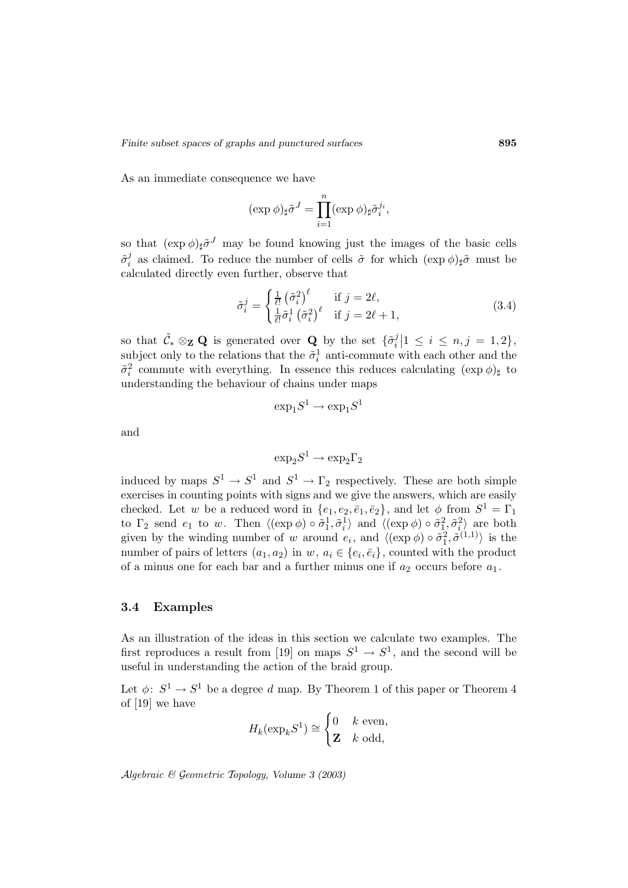As an immediate consequence we have

$$(\exp \phi)_\sharp \tilde{\sigma}^J = \prod_{i=1}^{n} (\exp \phi)_\sharp \tilde{\sigma}_i^{j_i},$$

so that $(\exp \phi)_\sharp \tilde{\sigma}^J$ may be found knowing just the images of the basic cells $\tilde{\sigma}_i^j$ as claimed. To reduce the number of cells $\tilde{\sigma}$ for which $(\exp \phi)_\sharp \tilde{\sigma}$ must be calculated directly even further, observe that

$$\tilde{\sigma}_i^j = \begin{cases} \frac{1}{\ell!} \left(\tilde{\sigma}_i^2\right)^\ell & \text{if } j = 2\ell, \\ \frac{1}{\ell!} \tilde{\sigma}_i^1 \left(\tilde{\sigma}_i^2\right)^\ell & \text{if } j = 2\ell + 1, \end{cases} \tag{3.4}$$

so that $\tilde{\mathcal{C}}_* \otimes_{\mathbf{Z}} \mathbf{Q}$ is generated over $\mathbf{Q}$ by the set $\{\tilde{\sigma}_i^j \big| 1 \le i \le n, j = 1, 2\}$, subject only to the relations that the $\tilde{\sigma}_i^1$ anti-commute with each other and the $\tilde{\sigma}_i^2$ commute with everything. In essence this reduces calculating $(\exp \phi)_\sharp$ to understanding the behaviour of chains under maps

$$\exp_1 S^1 \to \exp_1 S^1$$

and

$$\exp_2 S^1 \to \exp_2 \Gamma_2$$

induced by maps $S^1 \to S^1$ and $S^1 \to \Gamma_2$ respectively. These are both simple exercises in counting points with signs and we give the answers, which are easily checked. Let $w$ be a reduced word in $\{e_1, e_2, \bar{e}_1, \bar{e}_2\}$, and let $\phi$ from $S^1 = \Gamma_1$ to $\Gamma_2$ send $e_1$ to $w$. Then $\langle (\exp \phi) \circ \tilde{\sigma}_1^1, \tilde{\sigma}_i^1 \rangle$ and $\langle (\exp \phi) \circ \tilde{\sigma}_1^2, \tilde{\sigma}_i^2 \rangle$ are both given by the winding number of $w$ around $e_i$, and $\langle (\exp \phi) \circ \tilde{\sigma}_1^2, \tilde{\sigma}^{(1,1)} \rangle$ is the number of pairs of letters $(a_1, a_2)$ in $w$, $a_i \in \{e_i, \bar{e}_i\}$, counted with the product of a minus one for each bar and a further minus one if $a_2$ occurs before $a_1$.

### 3.4 Examples

As an illustration of the ideas in this section we calculate two examples. The first reproduces a result from [19] on maps $S^1 \to S^1$, and the second will be useful in understanding the action of the braid group.

Let $\phi\colon S^1 \to S^1$ be a degree $d$ map. By Theorem 1 of this paper or Theorem 4 of [19] we have

$$H_k(\exp_k S^1) \cong \begin{cases} 0 & k \text{ even}, \\ \mathbf{Z} & k \text{ odd}, \end{cases}$$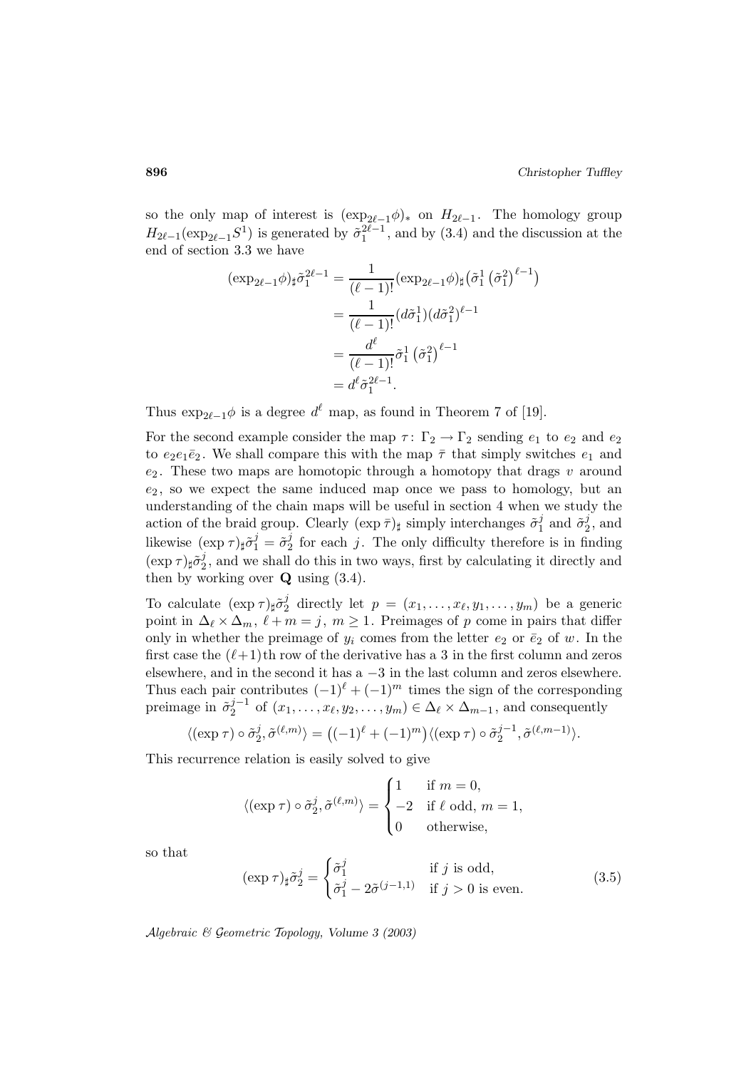so the only map of interest is $(\exp_{2\ell-1}\phi)_*$ on $H_{2\ell-1}$. The homology group $H_{2\ell-1}(\exp_{2\ell-1}S^1)$ is generated by $\tilde{\sigma}_1^{2\ell-1}$, and by (3.4) and the discussion at the end of section 3.3 we have

$$
\begin{aligned}
(\exp_{2\ell-1}\phi)_\sharp \tilde{\sigma}_1^{2\ell-1} &= \frac{1}{(\ell-1)!}(\exp_{2\ell-1}\phi)_\sharp\big(\tilde{\sigma}_1^1 \left(\tilde{\sigma}_1^2\right)^{\ell-1}\big) \\
&= \frac{1}{(\ell-1)!}(d\tilde{\sigma}_1^1)(d\tilde{\sigma}_1^2)^{\ell-1} \\
&= \frac{d^\ell}{(\ell-1)!}\tilde{\sigma}_1^1 \left(\tilde{\sigma}_1^2\right)^{\ell-1} \\
&= d^\ell \tilde{\sigma}_1^{2\ell-1}.
\end{aligned}
$$

Thus $\exp_{2\ell-1}\phi$ is a degree $d^\ell$ map, as found in Theorem 7 of [19].

For the second example consider the map $\tau\colon \Gamma_2 \to \Gamma_2$ sending $e_1$ to $e_2$ and $e_2$ to $e_2 e_1 \bar{e}_2$. We shall compare this with the map $\bar{\tau}$ that simply switches $e_1$ and $e_2$. These two maps are homotopic through a homotopy that drags $v$ around $e_2$, so we expect the same induced map once we pass to homology, but an understanding of the chain maps will be useful in section 4 when we study the action of the braid group. Clearly $(\exp\bar{\tau})_\sharp$ simply interchanges $\tilde{\sigma}_1^j$ and $\tilde{\sigma}_2^j$, and likewise $(\exp\tau)_\sharp\tilde{\sigma}_1^j = \tilde{\sigma}_2^j$ for each $j$. The only difficulty therefore is in finding $(\exp\tau)_\sharp\tilde{\sigma}_2^j$, and we shall do this in two ways, first by calculating it directly and then by working over $\mathbf{Q}$ using (3.4).

To calculate $(\exp\tau)_\sharp\tilde{\sigma}_2^j$ directly let $p = (x_1,\ldots,x_\ell,y_1,\ldots,y_m)$ be a generic point in $\Delta_\ell \times \Delta_m$, $\ell + m = j$, $m \geq 1$. Preimages of $p$ come in pairs that differ only in whether the preimage of $y_i$ comes from the letter $e_2$ or $\bar{e}_2$ of $w$. In the first case the $(\ell+1)$th row of the derivative has a 3 in the first column and zeros elsewhere, and in the second it has a $-3$ in the last column and zeros elsewhere. Thus each pair contributes $(-1)^\ell + (-1)^m$ times the sign of the corresponding preimage in $\tilde{\sigma}_2^{j-1}$ of $(x_1,\ldots,x_\ell,y_2,\ldots,y_m) \in \Delta_\ell \times \Delta_{m-1}$, and consequently

$$
\langle(\exp\tau)\circ\tilde{\sigma}_2^j, \tilde{\sigma}^{(\ell,m)}\rangle = \big((-1)^\ell + (-1)^m\big)\langle(\exp\tau)\circ\tilde{\sigma}_2^{j-1}, \tilde{\sigma}^{(\ell,m-1)}\rangle.
$$

This recurrence relation is easily solved to give

$$
\langle(\exp\tau)\circ\tilde{\sigma}_2^j, \tilde{\sigma}^{(\ell,m)}\rangle = \begin{cases} 1 & \text{if } m = 0, \\ -2 & \text{if } \ell \text{ odd, } m = 1, \\ 0 & \text{otherwise,} \end{cases}
$$

so that

$$
(\exp\tau)_\sharp\tilde{\sigma}_2^j = \begin{cases} \tilde{\sigma}_1^j & \text{if } j \text{ is odd,} \\ \tilde{\sigma}_1^j - 2\tilde{\sigma}^{(j-1,1)} & \text{if } j > 0 \text{ is even.} \end{cases} \tag{3.5}
$$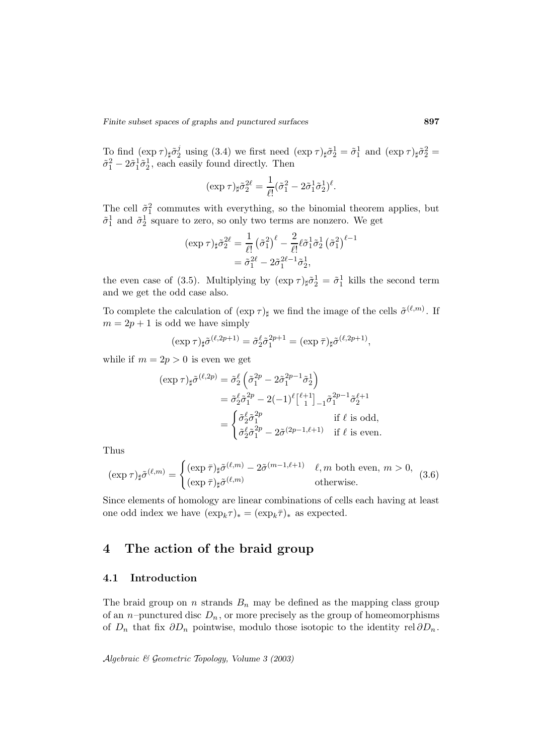To find $(\exp\tau)_\sharp\tilde{\sigma}_2^j$ using (3.4) we first need $(\exp\tau)_\sharp\tilde{\sigma}_2^1 = \tilde{\sigma}_1^1$ and $(\exp\tau)_\sharp\tilde{\sigma}_2^2 = \tilde{\sigma}_1^2 - 2\tilde{\sigma}_1^1\tilde{\sigma}_2^1$, each easily found directly. Then

$$(\exp\tau)_\sharp\tilde{\sigma}_2^{2\ell} = \frac{1}{\ell!}(\tilde{\sigma}_1^2 - 2\tilde{\sigma}_1^1\tilde{\sigma}_2^1)^\ell.$$

The cell $\tilde{\sigma}_1^2$ commutes with everything, so the binomial theorem applies, but $\tilde{\sigma}_1^1$ and $\tilde{\sigma}_2^1$ square to zero, so only two terms are nonzero. We get

$$\begin{aligned}(\exp\tau)_\sharp\tilde{\sigma}_2^{2\ell} &= \frac{1}{\ell!}\left(\tilde{\sigma}_1^2\right)^\ell - \frac{2}{\ell!}\ell\tilde{\sigma}_1^1\tilde{\sigma}_2^1\left(\tilde{\sigma}_1^2\right)^{\ell-1}\\ &= \tilde{\sigma}_1^{2\ell} - 2\tilde{\sigma}_1^{2\ell-1}\tilde{\sigma}_2^1,\end{aligned}$$

the even case of (3.5). Multiplying by $(\exp\tau)_\sharp\tilde{\sigma}_2^1 = \tilde{\sigma}_1^1$ kills the second term and we get the odd case also.

To complete the calculation of $(\exp\tau)_\sharp$ we find the image of the cells $\tilde{\sigma}^{(\ell,m)}$. If $m = 2p+1$ is odd we have simply

$$(\exp\tau)_\sharp\tilde{\sigma}^{(\ell,2p+1)} = \tilde{\sigma}_2^\ell\tilde{\sigma}_1^{2p+1} = (\exp\bar{\tau})_\sharp\tilde{\sigma}^{(\ell,2p+1)},$$

while if $m = 2p > 0$ is even we get

$$\begin{aligned}(\exp\tau)_\sharp\tilde{\sigma}^{(\ell,2p)} &= \tilde{\sigma}_2^\ell\left(\tilde{\sigma}_1^{2p} - 2\tilde{\sigma}_1^{2p-1}\tilde{\sigma}_2^1\right)\\ &= \tilde{\sigma}_2^\ell\tilde{\sigma}_1^{2p} - 2(-1)^\ell\left[{\ell+1 \atop 1}\right]_{-1}\tilde{\sigma}_1^{2p-1}\tilde{\sigma}_2^{\ell+1}\\ &= \begin{cases}\tilde{\sigma}_2^\ell\tilde{\sigma}_1^{2p} & \text{if } \ell \text{ is odd,}\\ \tilde{\sigma}_2^\ell\tilde{\sigma}_1^{2p} - 2\tilde{\sigma}^{(2p-1,\ell+1)} & \text{if } \ell \text{ is even.}\end{cases}\end{aligned}$$

Thus

$$(\exp\tau)_\sharp\tilde{\sigma}^{(\ell,m)} = \begin{cases}(\exp\bar{\tau})_\sharp\tilde{\sigma}^{(\ell,m)} - 2\tilde{\sigma}^{(m-1,\ell+1)} & \ell, m \text{ both even, } m > 0,\\ (\exp\bar{\tau})_\sharp\tilde{\sigma}^{(\ell,m)} & \text{otherwise.}\end{cases} \tag{3.6}$$

Since elements of homology are linear combinations of cells each having at least one odd index we have $(\exp_k\tau)_* = (\exp_k\bar{\tau})_*$ as expected.

# 4 The action of the braid group

## 4.1 Introduction

The braid group on $n$ strands $B_n$ may be defined as the mapping class group of an $n$–punctured disc $D_n$, or more precisely as the group of homeomorphisms of $D_n$ that fix $\partial D_n$ pointwise, modulo those isotopic to the identity $\operatorname{rel}\partial D_n$.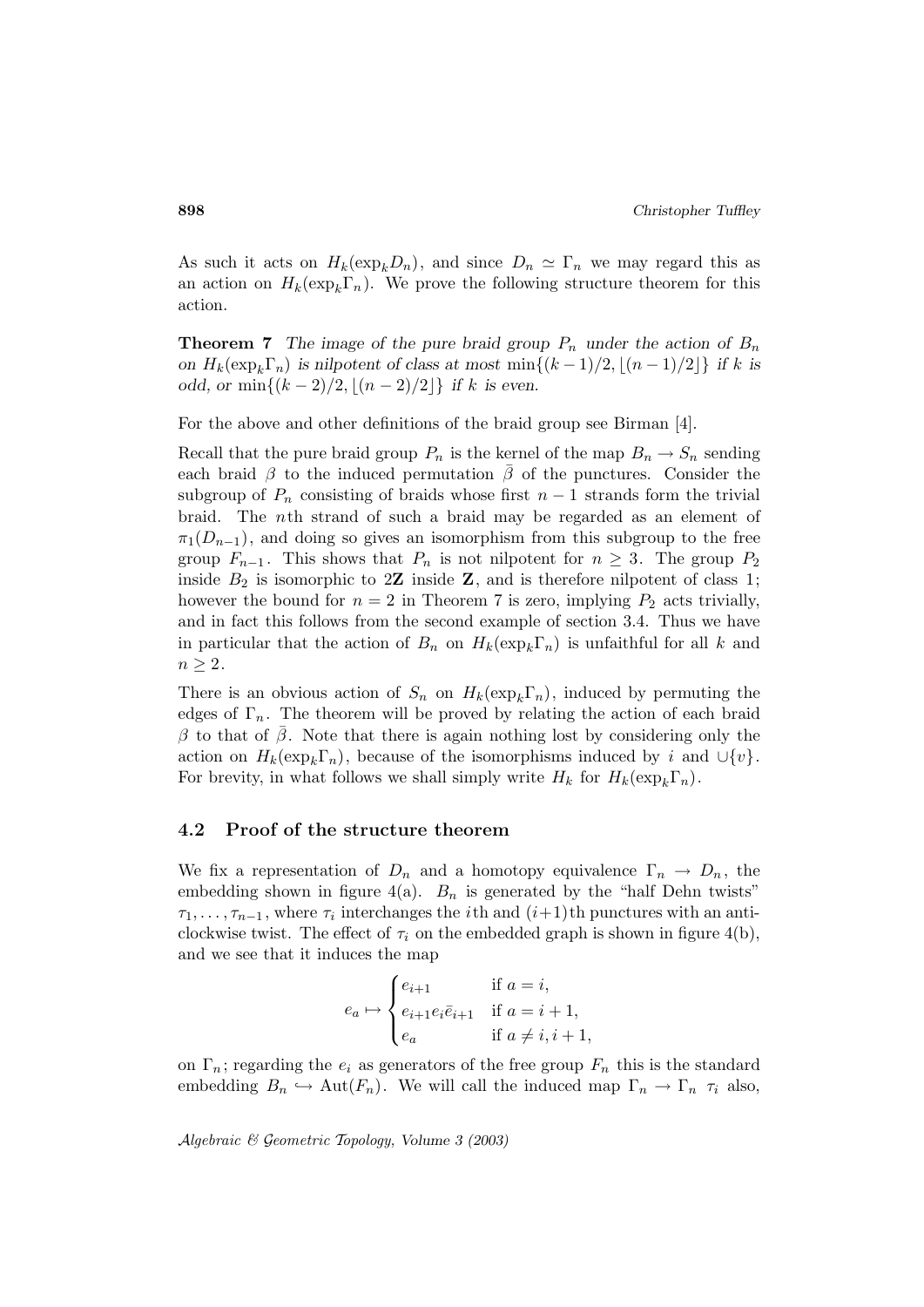As such it acts on $H_k(\exp_k D_n)$, and since $D_n \simeq \Gamma_n$ we may regard this as an action on $H_k(\exp_k \Gamma_n)$. We prove the following structure theorem for this action.

**Theorem 7** *The image of the pure braid group $P_n$ under the action of $B_n$ on $H_k(\exp_k \Gamma_n)$ is nilpotent of class at most $\min\{(k-1)/2, \lfloor (n-1)/2 \rfloor\}$ if $k$ is odd, or $\min\{(k-2)/2, \lfloor (n-2)/2 \rfloor\}$ if $k$ is even.*

For the above and other definitions of the braid group see Birman [4].

Recall that the pure braid group $P_n$ is the kernel of the map $B_n \to S_n$ sending each braid $\beta$ to the induced permutation $\bar{\beta}$ of the punctures. Consider the subgroup of $P_n$ consisting of braids whose first $n-1$ strands form the trivial braid. The $n$th strand of such a braid may be regarded as an element of $\pi_1(D_{n-1})$, and doing so gives an isomorphism from this subgroup to the free group $F_{n-1}$. This shows that $P_n$ is not nilpotent for $n \geq 3$. The group $P_2$ inside $B_2$ is isomorphic to $2\mathbf{Z}$ inside $\mathbf{Z}$, and is therefore nilpotent of class 1; however the bound for $n = 2$ in Theorem 7 is zero, implying $P_2$ acts trivially, and in fact this follows from the second example of section 3.4. Thus we have in particular that the action of $B_n$ on $H_k(\exp_k \Gamma_n)$ is unfaithful for all $k$ and $n \geq 2$.

There is an obvious action of $S_n$ on $H_k(\exp_k \Gamma_n)$, induced by permuting the edges of $\Gamma_n$. The theorem will be proved by relating the action of each braid $\beta$ to that of $\bar{\beta}$. Note that there is again nothing lost by considering only the action on $H_k(\exp_k \Gamma_n)$, because of the isomorphisms induced by $i$ and $\cup\{v\}$. For brevity, in what follows we shall simply write $H_k$ for $H_k(\exp_k \Gamma_n)$.

### 4.2 Proof of the structure theorem

We fix a representation of $D_n$ and a homotopy equivalence $\Gamma_n \to D_n$, the embedding shown in figure 4(a). $B_n$ is generated by the "half Dehn twists" $\tau_1, \ldots, \tau_{n-1}$, where $\tau_i$ interchanges the $i$th and $(i+1)$th punctures with an anti-clockwise twist. The effect of $\tau_i$ on the embedded graph is shown in figure 4(b), and we see that it induces the map

$$e_a \mapsto \begin{cases} e_{i+1} & \text{if } a = i, \\ e_{i+1} e_i \bar{e}_{i+1} & \text{if } a = i+1, \\ e_a & \text{if } a \neq i, i+1, \end{cases}$$

on $\Gamma_n$; regarding the $e_i$ as generators of the free group $F_n$ this is the standard embedding $B_n \hookrightarrow \mathrm{Aut}(F_n)$. We will call the induced map $\Gamma_n \to \Gamma_n$ $\tau_i$ also,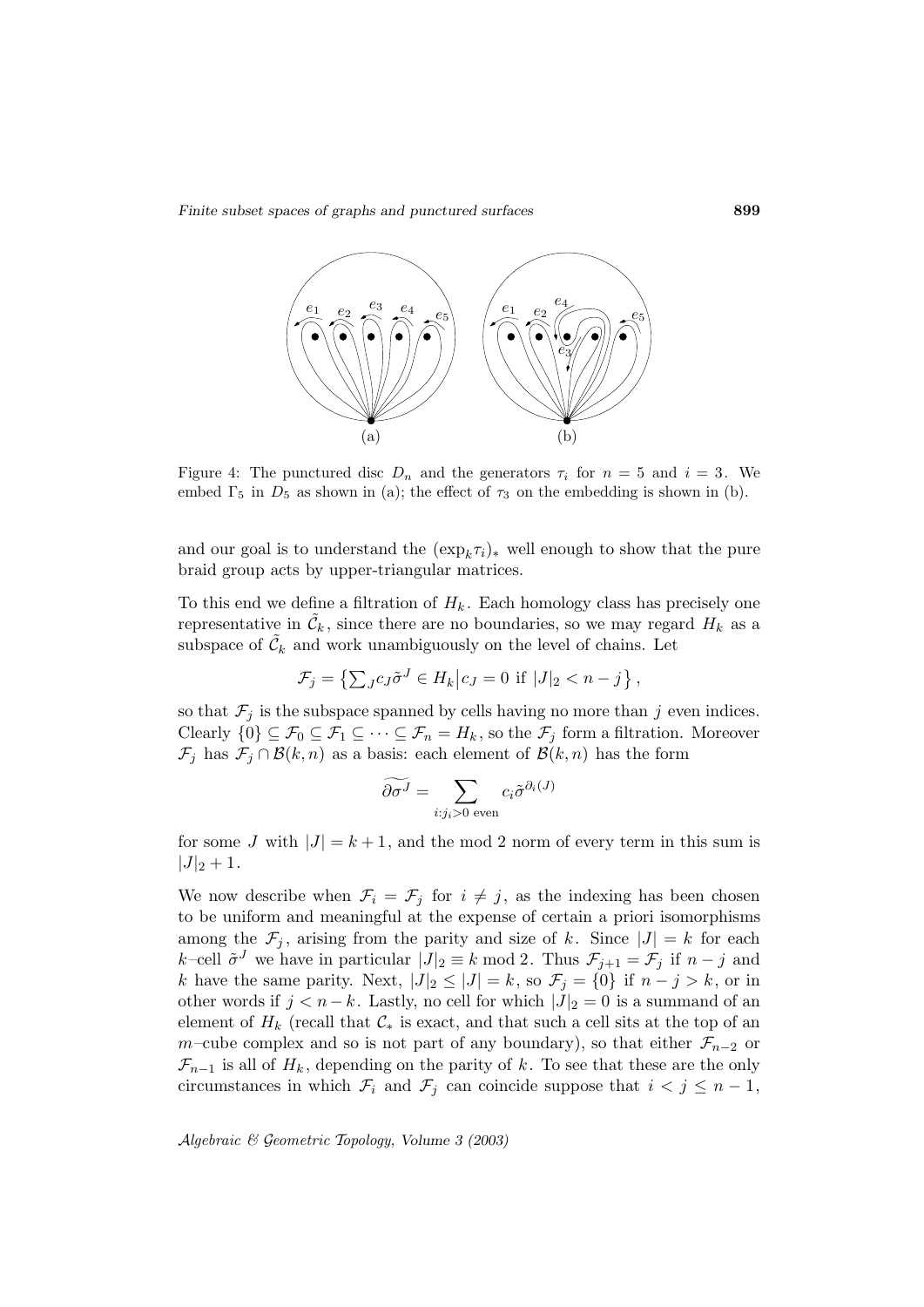Figure 4: The punctured disc $D_n$ and the generators $\tau_i$ for $n = 5$ and $i = 3$. We embed $\Gamma_5$ in $D_5$ as shown in (a); the effect of $\tau_3$ on the embedding is shown in (b).

and our goal is to understand the $(\exp_k \tau_i)_*$ well enough to show that the pure braid group acts by upper-triangular matrices.

To this end we define a filtration of $H_k$. Each homology class has precisely one representative in $\tilde{\mathcal{C}}_k$, since there are no boundaries, so we may regard $H_k$ as a subspace of $\tilde{\mathcal{C}}_k$ and work unambiguously on the level of chains. Let

$$\mathcal{F}_j = \left\{ \textstyle\sum_J c_J \tilde{\sigma}^J \in H_k \middle| c_J = 0 \text{ if } |J|_2 < n - j \right\},$$

so that $\mathcal{F}_j$ is the subspace spanned by cells having no more than $j$ even indices. Clearly $\{0\} \subseteq \mathcal{F}_0 \subseteq \mathcal{F}_1 \subseteq \cdots \subseteq \mathcal{F}_n = H_k$, so the $\mathcal{F}_j$ form a filtration. Moreover $\mathcal{F}_j$ has $\mathcal{F}_j \cap \mathcal{B}(k,n)$ as a basis: each element of $\mathcal{B}(k,n)$ has the form

$$\widetilde{\partial \sigma^J} = \sum_{i : j_i > 0 \text{ even}} c_i \tilde{\sigma}^{\partial_i(J)}$$

for some $J$ with $|J| = k+1$, and the mod 2 norm of every term in this sum is $|J|_2 + 1$.

We now describe when $\mathcal{F}_i = \mathcal{F}_j$ for $i \neq j$, as the indexing has been chosen to be uniform and meaningful at the expense of certain a priori isomorphisms among the $\mathcal{F}_j$, arising from the parity and size of $k$. Since $|J| = k$ for each $k$–cell $\tilde{\sigma}^J$ we have in particular $|J|_2 \equiv k \bmod 2$. Thus $\mathcal{F}_{j+1} = \mathcal{F}_j$ if $n - j$ and $k$ have the same parity. Next, $|J|_2 \leq |J| = k$, so $\mathcal{F}_j = \{0\}$ if $n - j > k$, or in other words if $j < n - k$. Lastly, no cell for which $|J|_2 = 0$ is a summand of an element of $H_k$ (recall that $\mathcal{C}_*$ is exact, and that such a cell sits at the top of an $m$–cube complex and so is not part of any boundary), so that either $\mathcal{F}_{n-2}$ or $\mathcal{F}_{n-1}$ is all of $H_k$, depending on the parity of $k$. To see that these are the only circumstances in which $\mathcal{F}_i$ and $\mathcal{F}_j$ can coincide suppose that $i < j \leq n - 1$,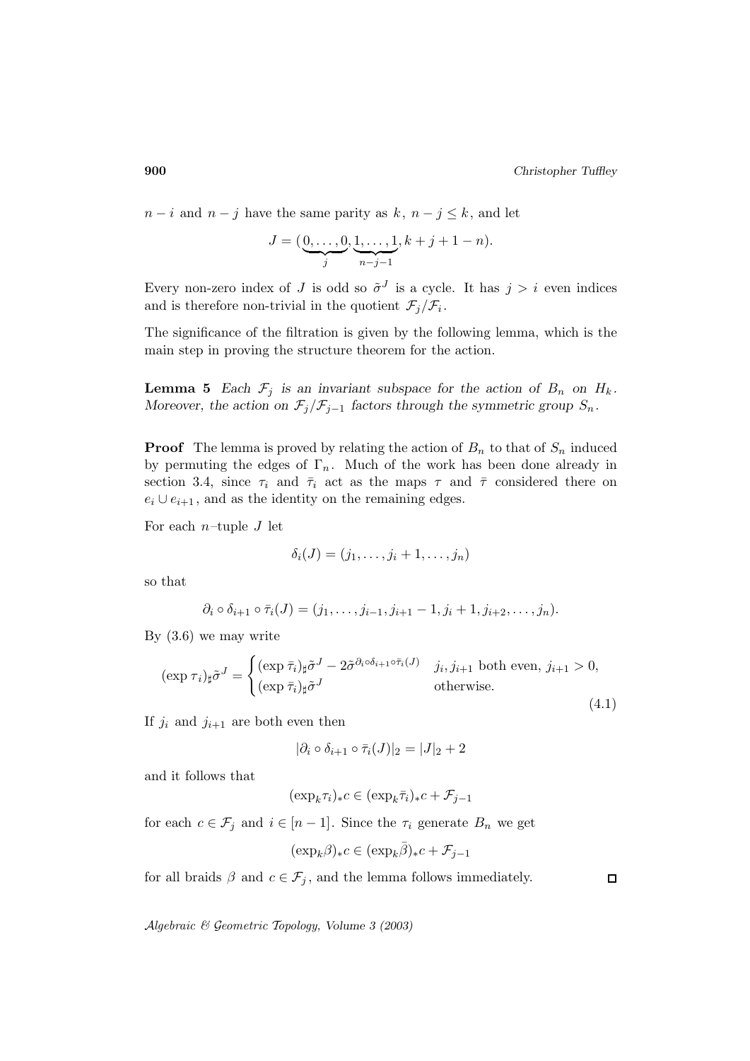$n-i$ and $n-j$ have the same parity as $k$, $n-j \leq k$, and let

$$J = (\underbrace{0,\ldots,0}_{j},\underbrace{1,\ldots,1}_{n-j-1},k+j+1-n).$$

Every non-zero index of $J$ is odd so $\tilde{\sigma}^J$ is a cycle. It has $j > i$ even indices and is therefore non-trivial in the quotient $\mathcal{F}_j/\mathcal{F}_i$.

The significance of the filtration is given by the following lemma, which is the main step in proving the structure theorem for the action.

**Lemma 5** *Each $\mathcal{F}_j$ is an invariant subspace for the action of $B_n$ on $H_k$. Moreover, the action on $\mathcal{F}_j/\mathcal{F}_{j-1}$ factors through the symmetric group $S_n$.*

**Proof** The lemma is proved by relating the action of $B_n$ to that of $S_n$ induced by permuting the edges of $\Gamma_n$. Much of the work has been done already in section 3.4, since $\tau_i$ and $\bar{\tau}_i$ act as the maps $\tau$ and $\bar{\tau}$ considered there on $e_i \cup e_{i+1}$, and as the identity on the remaining edges.

For each $n$–tuple $J$ let

$$\delta_i(J) = (j_1,\ldots,j_i+1,\ldots,j_n)$$

so that

$$\partial_i \circ \delta_{i+1} \circ \bar{\tau}_i(J) = (j_1,\ldots,j_{i-1},j_{i+1}-1,j_i+1,j_{i+2},\ldots,j_n).$$

By (3.6) we may write

$$(\exp\tau_i)_\sharp \tilde{\sigma}^J = \begin{cases} (\exp\bar{\tau}_i)_\sharp\tilde{\sigma}^J - 2\tilde{\sigma}^{\partial_i\circ\delta_{i+1}\circ\bar{\tau}_i(J)} & j_i, j_{i+1} \text{ both even, } j_{i+1} > 0, \\ (\exp\bar{\tau}_i)_\sharp\tilde{\sigma}^J & \text{otherwise.} \end{cases} \tag{4.1}$$

If $j_i$ and $j_{i+1}$ are both even then

$$|\partial_i \circ \delta_{i+1} \circ \bar{\tau}_i(J)|_2 = |J|_2 + 2$$

and it follows that

$$(\exp_k\tau_i)_* c \in (\exp_k\bar{\tau}_i)_* c + \mathcal{F}_{j-1}$$

for each $c \in \mathcal{F}_j$ and $i \in [n-1]$. Since the $\tau_i$ generate $B_n$ we get

$$(\exp_k\beta)_* c \in (\exp_k\bar{\beta})_* c + \mathcal{F}_{j-1}$$

for all braids $\beta$ and $c \in \mathcal{F}_j$, and the lemma follows immediately. □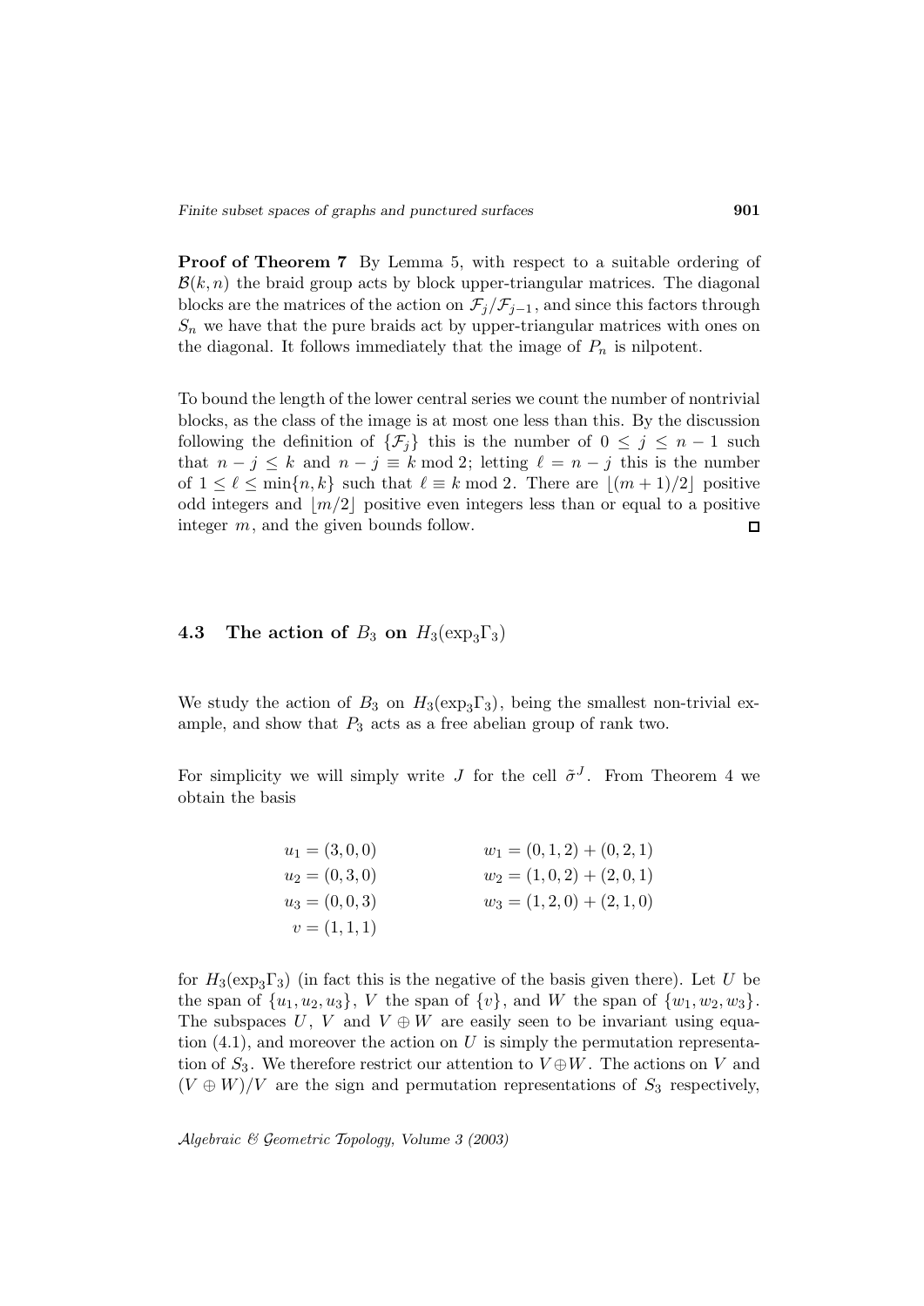**Proof of Theorem 7** By Lemma 5, with respect to a suitable ordering of $\mathcal{B}(k,n)$ the braid group acts by block upper-triangular matrices. The diagonal blocks are the matrices of the action on $\mathcal{F}_j/\mathcal{F}_{j-1}$, and since this factors through $S_n$ we have that the pure braids act by upper-triangular matrices with ones on the diagonal. It follows immediately that the image of $P_n$ is nilpotent.

To bound the length of the lower central series we count the number of nontrivial blocks, as the class of the image is at most one less than this. By the discussion following the definition of $\{\mathcal{F}_j\}$ this is the number of $0 \leq j \leq n-1$ such that $n-j \leq k$ and $n-j \equiv k \bmod 2$; letting $\ell = n-j$ this is the number of $1 \leq \ell \leq \min\{n,k\}$ such that $\ell \equiv k \bmod 2$. There are $\lfloor (m+1)/2 \rfloor$ positive odd integers and $\lfloor m/2 \rfloor$ positive even integers less than or equal to a positive integer $m$, and the given bounds follow. □

### 4.3 The action of $B_3$ on $H_3(\exp_3\Gamma_3)$

We study the action of $B_3$ on $H_3(\exp_3\Gamma_3)$, being the smallest non-trivial example, and show that $P_3$ acts as a free abelian group of rank two.

For simplicity we will simply write $J$ for the cell $\tilde{\sigma}^J$. From Theorem 4 we obtain the basis

$$
\begin{aligned}
u_1 &= (3,0,0) & w_1 &= (0,1,2) + (0,2,1)\\
u_2 &= (0,3,0) & w_2 &= (1,0,2) + (2,0,1)\\
u_3 &= (0,0,3) & w_3 &= (1,2,0) + (2,1,0)\\
v &= (1,1,1) & &
\end{aligned}
$$

for $H_3(\exp_3\Gamma_3)$ (in fact this is the negative of the basis given there). Let $U$ be the span of $\{u_1,u_2,u_3\}$, $V$ the span of $\{v\}$, and $W$ the span of $\{w_1,w_2,w_3\}$. The subspaces $U$, $V$ and $V \oplus W$ are easily seen to be invariant using equation (4.1), and moreover the action on $U$ is simply the permutation representation of $S_3$. We therefore restrict our attention to $V \oplus W$. The actions on $V$ and $(V \oplus W)/V$ are the sign and permutation representations of $S_3$ respectively,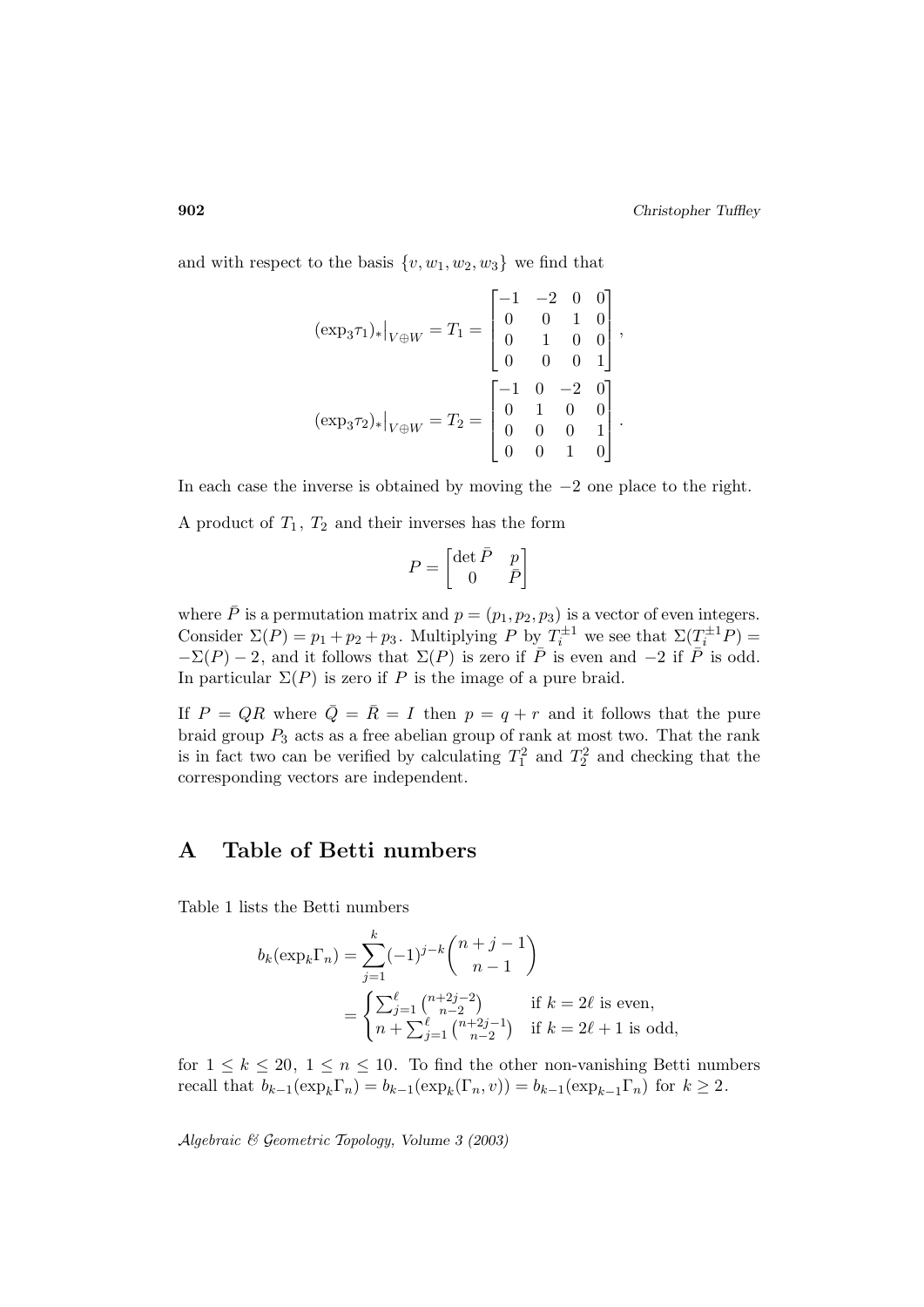and with respect to the basis $\{v, w_1, w_2, w_3\}$ we find that

$$(\exp_3 \tau_1)_*\big|_{V\oplus W} = T_1 = \begin{bmatrix} -1 & -2 & 0 & 0 \\ 0 & 0 & 1 & 0 \\ 0 & 1 & 0 & 0 \\ 0 & 0 & 0 & 1 \end{bmatrix},$$

$$(\exp_3 \tau_2)_*\big|_{V\oplus W} = T_2 = \begin{bmatrix} -1 & 0 & -2 & 0 \\ 0 & 1 & 0 & 0 \\ 0 & 0 & 0 & 1 \\ 0 & 0 & 1 & 0 \end{bmatrix}.$$

In each case the inverse is obtained by moving the $-2$ one place to the right.

A product of $T_1$, $T_2$ and their inverses has the form

$$P = \begin{bmatrix} \det \bar{P} & p \\ 0 & \bar{P} \end{bmatrix}$$

where $\bar{P}$ is a permutation matrix and $p = (p_1, p_2, p_3)$ is a vector of even integers. Consider $\Sigma(P) = p_1 + p_2 + p_3$. Multiplying $P$ by $T_i^{\pm 1}$ we see that $\Sigma(T_i^{\pm 1} P) = -\Sigma(P) - 2$, and it follows that $\Sigma(P)$ is zero if $\bar{P}$ is even and $-2$ if $\bar{P}$ is odd. In particular $\Sigma(P)$ is zero if $P$ is the image of a pure braid.

If $P = QR$ where $\bar{Q} = \bar{R} = I$ then $p = q + r$ and it follows that the pure braid group $P_3$ acts as a free abelian group of rank at most two. That the rank is in fact two can be verified by calculating $T_1^2$ and $T_2^2$ and checking that the corresponding vectors are independent.

# A Table of Betti numbers

Table 1 lists the Betti numbers

$$\begin{aligned} b_k(\exp_k \Gamma_n) &= \sum_{j=1}^{k} (-1)^{j-k} \binom{n+j-1}{n-1} \\ &= \begin{cases} \sum_{j=1}^{\ell} \binom{n+2j-2}{n-2} & \text{if } k = 2\ell \text{ is even,} \\ n + \sum_{j=1}^{\ell} \binom{n+2j-1}{n-2} & \text{if } k = 2\ell + 1 \text{ is odd,} \end{cases} \end{aligned}$$

for $1 \le k \le 20$, $1 \le n \le 10$. To find the other non-vanishing Betti numbers recall that $b_{k-1}(\exp_k \Gamma_n) = b_{k-1}(\exp_k(\Gamma_n, v)) = b_{k-1}(\exp_{k-1} \Gamma_n)$ for $k \ge 2$.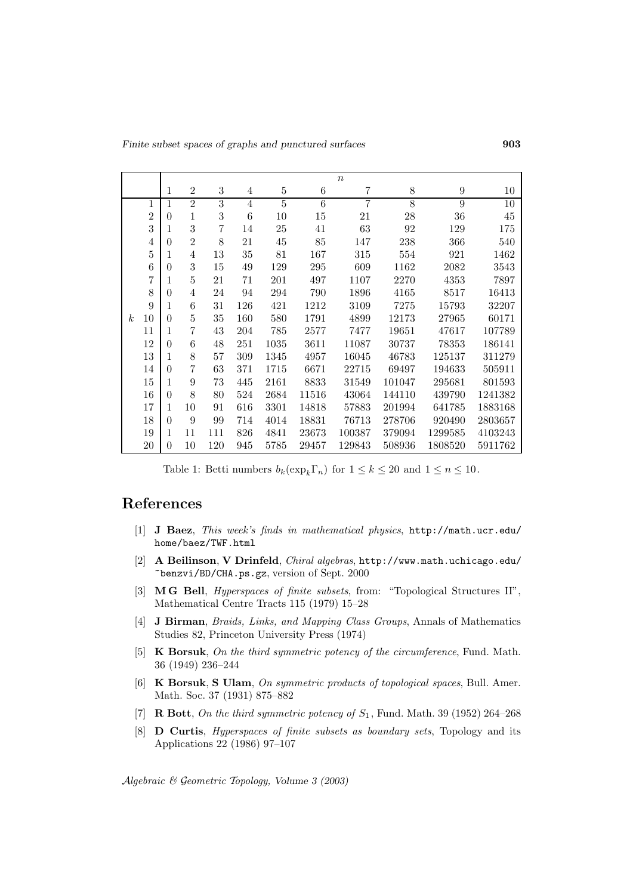| | | $n$ | | | | | | | | | |
|---|---|---|---|---|---|---|---|---|---|---|---|
| | | 1 | 2 | 3 | 4 | 5 | 6 | 7 | 8 | 9 | 10 |
| | 1 | 1 | 2 | 3 | 4 | 5 | 6 | 7 | 8 | 9 | 10 |
| | 2 | 0 | 1 | 3 | 6 | 10 | 15 | 21 | 28 | 36 | 45 |
| | 3 | 1 | 3 | 7 | 14 | 25 | 41 | 63 | 92 | 129 | 175 |
| | 4 | 0 | 2 | 8 | 21 | 45 | 85 | 147 | 238 | 366 | 540 |
| | 5 | 1 | 4 | 13 | 35 | 81 | 167 | 315 | 554 | 921 | 1462 |
| | 6 | 0 | 3 | 15 | 49 | 129 | 295 | 609 | 1162 | 2082 | 3543 |
| | 7 | 1 | 5 | 21 | 71 | 201 | 497 | 1107 | 2270 | 4353 | 7897 |
| | 8 | 0 | 4 | 24 | 94 | 294 | 790 | 1896 | 4165 | 8517 | 16413 |
| | 9 | 1 | 6 | 31 | 126 | 421 | 1212 | 3109 | 7275 | 15793 | 32207 |
| $k$ | 10 | 0 | 5 | 35 | 160 | 580 | 1791 | 4899 | 12173 | 27965 | 60171 |
| | 11 | 1 | 7 | 43 | 204 | 785 | 2577 | 7477 | 19651 | 47617 | 107789 |
| | 12 | 0 | 6 | 48 | 251 | 1035 | 3611 | 11087 | 30737 | 78353 | 186141 |
| | 13 | 1 | 8 | 57 | 309 | 1345 | 4957 | 16045 | 46783 | 125137 | 311279 |
| | 14 | 0 | 7 | 63 | 371 | 1715 | 6671 | 22715 | 69497 | 194633 | 505911 |
| | 15 | 1 | 9 | 73 | 445 | 2161 | 8833 | 31549 | 101047 | 295681 | 801593 |
| | 16 | 0 | 8 | 80 | 524 | 2684 | 11516 | 43064 | 144110 | 439790 | 1241382 |
| | 17 | 1 | 10 | 91 | 616 | 3301 | 14818 | 57883 | 201994 | 641785 | 1883168 |
| | 18 | 0 | 9 | 99 | 714 | 4014 | 18831 | 76713 | 278706 | 920490 | 2803657 |
| | 19 | 1 | 11 | 111 | 826 | 4841 | 23673 | 100387 | 379094 | 1299585 | 4103243 |
| | 20 | 0 | 10 | 120 | 945 | 5785 | 29457 | 129843 | 508936 | 1808520 | 5911762 |

Table 1: Betti numbers $b_k(\exp_k \Gamma_n)$ for $1 \le k \le 20$ and $1 \le n \le 10$.

## References

[1] **J Baez**, *This week's finds in mathematical physics*, `http://math.ucr.edu/home/baez/TWF.html`

[2] **A Beilinson**, **V Drinfeld**, *Chiral algebras*, `http://www.math.uchicago.edu/~benzvi/BD/CHA.ps.gz`, version of Sept. 2000

[3] **M G Bell**, *Hyperspaces of finite subsets*, from: "Topological Structures II", Mathematical Centre Tracts 115 (1979) 15–28

[4] **J Birman**, *Braids, Links, and Mapping Class Groups*, Annals of Mathematics Studies 82, Princeton University Press (1974)

[5] **K Borsuk**, *On the third symmetric potency of the circumference*, Fund. Math. 36 (1949) 236–244

[6] **K Borsuk**, **S Ulam**, *On symmetric products of topological spaces*, Bull. Amer. Math. Soc. 37 (1931) 875–882

[7] **R Bott**, *On the third symmetric potency of $S_1$*, Fund. Math. 39 (1952) 264–268

[8] **D Curtis**, *Hyperspaces of finite subsets as boundary sets*, Topology and its Applications 22 (1986) 97–107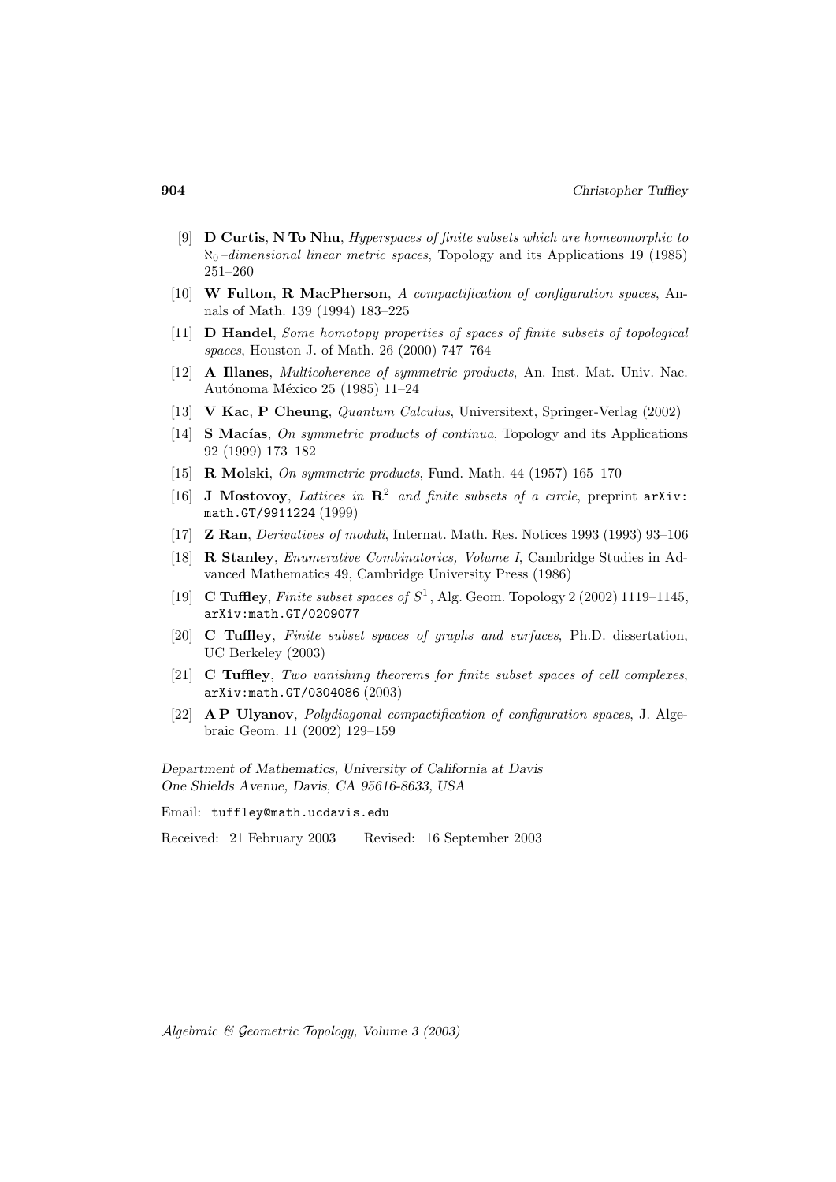[9] **D Curtis**, **N To Nhu**, *Hyperspaces of finite subsets which are homeomorphic to $\aleph_0$–dimensional linear metric spaces*, Topology and its Applications 19 (1985) 251–260

[10] **W Fulton**, **R MacPherson**, *A compactification of configuration spaces*, Annals of Math. 139 (1994) 183–225

[11] **D Handel**, *Some homotopy properties of spaces of finite subsets of topological spaces*, Houston J. of Math. 26 (2000) 747–764

[12] **A Illanes**, *Multicoherence of symmetric products*, An. Inst. Mat. Univ. Nac. Autónoma México 25 (1985) 11–24

[13] **V Kac**, **P Cheung**, *Quantum Calculus*, Universitext, Springer-Verlag (2002)

[14] **S Macías**, *On symmetric products of continua*, Topology and its Applications 92 (1999) 173–182

[15] **R Molski**, *On symmetric products*, Fund. Math. 44 (1957) 165–170

[16] **J Mostovoy**, *Lattices in $\mathbf{R}^2$ and finite subsets of a circle*, preprint `arXiv:math.GT/9911224` (1999)

[17] **Z Ran**, *Derivatives of moduli*, Internat. Math. Res. Notices 1993 (1993) 93–106

[18] **R Stanley**, *Enumerative Combinatorics, Volume I*, Cambridge Studies in Advanced Mathematics 49, Cambridge University Press (1986)

[19] **C Tuffley**, *Finite subset spaces of $S^1$*, Alg. Geom. Topology 2 (2002) 1119–1145, `arXiv:math.GT/0209077`

[20] **C Tuffley**, *Finite subset spaces of graphs and surfaces*, Ph.D. dissertation, UC Berkeley (2003)

[21] **C Tuffley**, *Two vanishing theorems for finite subset spaces of cell complexes*, `arXiv:math.GT/0304086` (2003)

[22] **A P Ulyanov**, *Polydiagonal compactification of configuration spaces*, J. Algebraic Geom. 11 (2002) 129–159

*Department of Mathematics, University of California at Davis*
*One Shields Avenue, Davis, CA 95616-8633, USA*

Email: `tuffley@math.ucdavis.edu`

Received: 21 February 2003 Revised: 16 September 2003